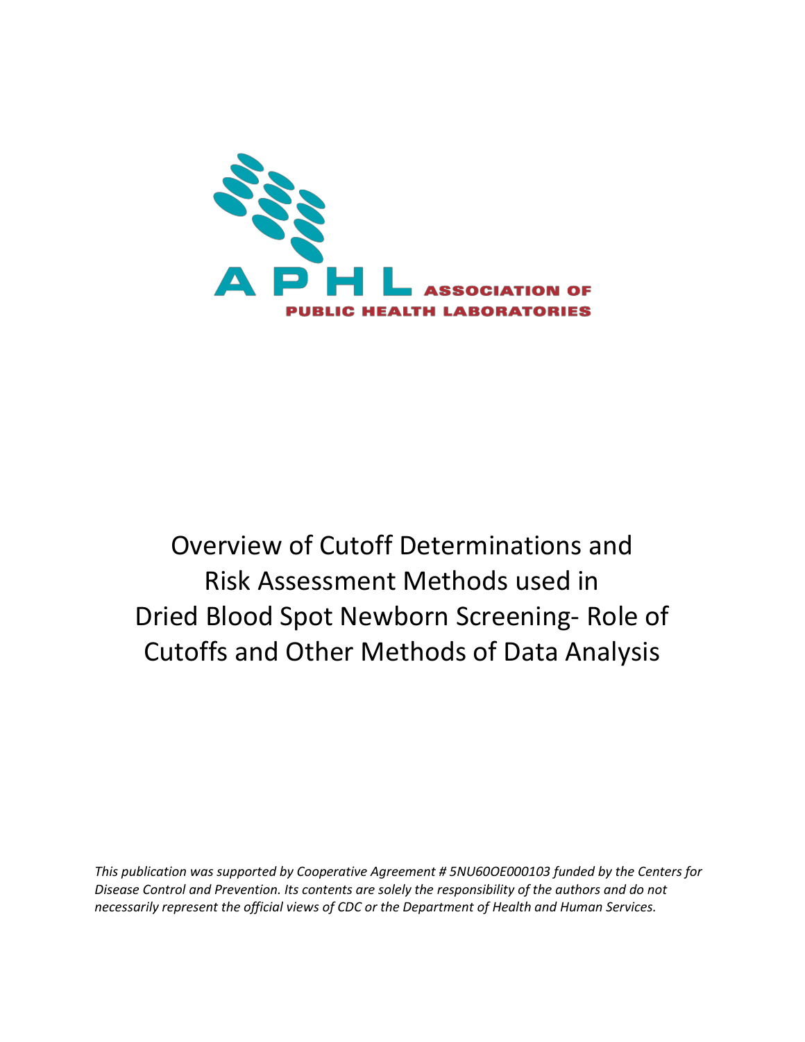APHL ASSOCIATION OF PUBLIC HEALTH LABORATORIES

# Overview of Cutoff Determinations and Risk Assessment Methods used in Dried Blood Spot Newborn Screening- Role of Cutoffs and Other Methods of Data Analysis

*This publication was supported by Cooperative Agreement # 5NU60OE000103 funded by the Centers for Disease Control and Prevention. Its contents are solely the responsibility of the authors and do not necessarily represent the official views of CDC or the Department of Health and Human Services.*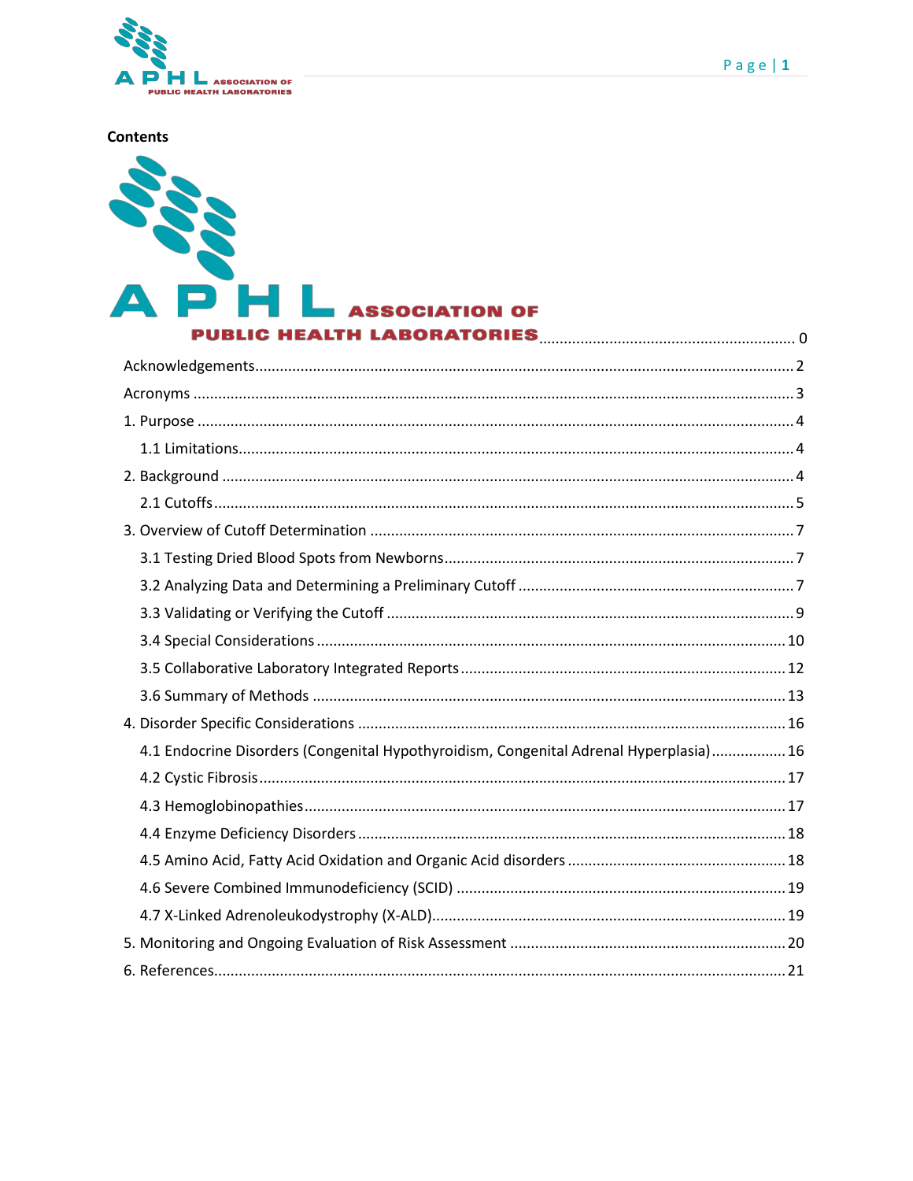**Contents**

ASSOCIATION OF PUBLIC HEALTH LABORATORIES ..... 0

Acknowledgements ..... 2

Acronyms ..... 3

1. Purpose ..... 4

    1.1 Limitations ..... 4

2. Background ..... 4

    2.1 Cutoffs ..... 5

3. Overview of Cutoff Determination ..... 7

    3.1 Testing Dried Blood Spots from Newborns ..... 7

    3.2 Analyzing Data and Determining a Preliminary Cutoff ..... 7

    3.3 Validating or Verifying the Cutoff ..... 9

    3.4 Special Considerations ..... 10

    3.5 Collaborative Laboratory Integrated Reports ..... 12

    3.6 Summary of Methods ..... 13

4. Disorder Specific Considerations ..... 16

    4.1 Endocrine Disorders (Congenital Hypothyroidism, Congenital Adrenal Hyperplasia) ..... 16

    4.2 Cystic Fibrosis ..... 17

    4.3 Hemoglobinopathies ..... 17

    4.4 Enzyme Deficiency Disorders ..... 18

    4.5 Amino Acid, Fatty Acid Oxidation and Organic Acid disorders ..... 18

    4.6 Severe Combined Immunodeficiency (SCID) ..... 19

    4.7 X-Linked Adrenoleukodystrophy (X-ALD) ..... 19

5. Monitoring and Ongoing Evaluation of Risk Assessment ..... 20

6. References ..... 21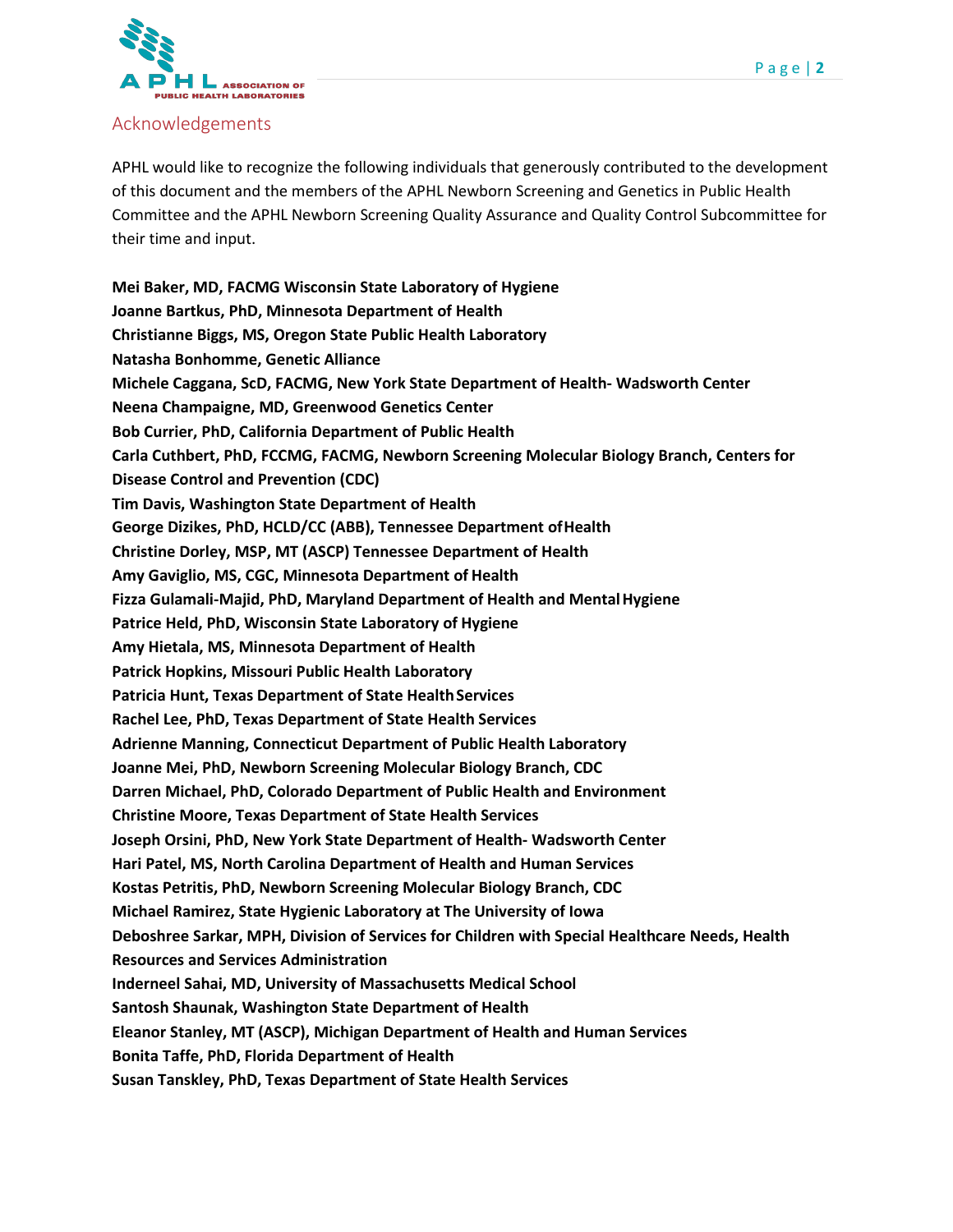## Acknowledgements

APHL would like to recognize the following individuals that generously contributed to the development of this document and the members of the APHL Newborn Screening and Genetics in Public Health Committee and the APHL Newborn Screening Quality Assurance and Quality Control Subcommittee for their time and input.

**Mei Baker, MD, FACMG Wisconsin State Laboratory of Hygiene**
**Joanne Bartkus, PhD, Minnesota Department of Health**
**Christianne Biggs, MS, Oregon State Public Health Laboratory**
**Natasha Bonhomme, Genetic Alliance**
**Michele Caggana, ScD, FACMG, New York State Department of Health- Wadsworth Center**
**Neena Champaigne, MD, Greenwood Genetics Center**
**Bob Currier, PhD, California Department of Public Health**
**Carla Cuthbert, PhD, FCCMG, FACMG, Newborn Screening Molecular Biology Branch, Centers for Disease Control and Prevention (CDC)**
**Tim Davis, Washington State Department of Health**
**George Dizikes, PhD, HCLD/CC (ABB), Tennessee Department of Health**
**Christine Dorley, MSP, MT (ASCP) Tennessee Department of Health**
**Amy Gaviglio, MS, CGC, Minnesota Department of Health**
**Fizza Gulamali-Majid, PhD, Maryland Department of Health and Mental Hygiene**
**Patrice Held, PhD, Wisconsin State Laboratory of Hygiene**
**Amy Hietala, MS, Minnesota Department of Health**
**Patrick Hopkins, Missouri Public Health Laboratory**
**Patricia Hunt, Texas Department of State Health Services**
**Rachel Lee, PhD, Texas Department of State Health Services**
**Adrienne Manning, Connecticut Department of Public Health Laboratory**
**Joanne Mei, PhD, Newborn Screening Molecular Biology Branch, CDC**
**Darren Michael, PhD, Colorado Department of Public Health and Environment**
**Christine Moore, Texas Department of State Health Services**
**Joseph Orsini, PhD, New York State Department of Health- Wadsworth Center**
**Hari Patel, MS, North Carolina Department of Health and Human Services**
**Kostas Petritis, PhD, Newborn Screening Molecular Biology Branch, CDC**
**Michael Ramirez, State Hygienic Laboratory at The University of Iowa**
**Deboshree Sarkar, MPH, Division of Services for Children with Special Healthcare Needs, Health Resources and Services Administration**
**Inderneel Sahai, MD, University of Massachusetts Medical School**
**Santosh Shaunak, Washington State Department of Health**
**Eleanor Stanley, MT (ASCP), Michigan Department of Health and Human Services**
**Bonita Taffe, PhD, Florida Department of Health**
**Susan Tanskley, PhD, Texas Department of State Health Services**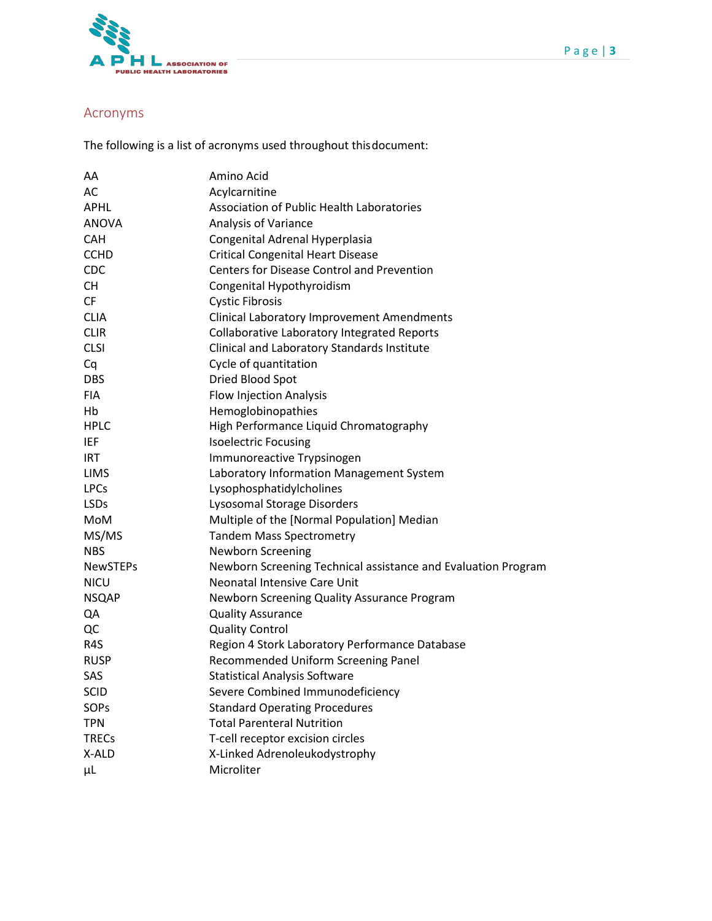## Acronyms

The following is a list of acronyms used throughout this document:

| | |
|---|---|
| AA | Amino Acid |
| AC | Acylcarnitine |
| APHL | Association of Public Health Laboratories |
| ANOVA | Analysis of Variance |
| CAH | Congenital Adrenal Hyperplasia |
| CCHD | Critical Congenital Heart Disease |
| CDC | Centers for Disease Control and Prevention |
| CH | Congenital Hypothyroidism |
| CF | Cystic Fibrosis |
| CLIA | Clinical Laboratory Improvement Amendments |
| CLIR | Collaborative Laboratory Integrated Reports |
| CLSI | Clinical and Laboratory Standards Institute |
| Cq | Cycle of quantitation |
| DBS | Dried Blood Spot |
| FIA | Flow Injection Analysis |
| Hb | Hemoglobinopathies |
| HPLC | High Performance Liquid Chromatography |
| IEF | Isoelectric Focusing |
| IRT | Immunoreactive Trypsinogen |
| LIMS | Laboratory Information Management System |
| LPCs | Lysophosphatidylcholines |
| LSDs | Lysosomal Storage Disorders |
| MoM | Multiple of the [Normal Population] Median |
| MS/MS | Tandem Mass Spectrometry |
| NBS | Newborn Screening |
| NewSTEPs | Newborn Screening Technical assistance and Evaluation Program |
| NICU | Neonatal Intensive Care Unit |
| NSQAP | Newborn Screening Quality Assurance Program |
| QA | Quality Assurance |
| QC | Quality Control |
| R4S | Region 4 Stork Laboratory Performance Database |
| RUSP | Recommended Uniform Screening Panel |
| SAS | Statistical Analysis Software |
| SCID | Severe Combined Immunodeficiency |
| SOPs | Standard Operating Procedures |
| TPN | Total Parenteral Nutrition |
| TRECs | T-cell receptor excision circles |
| X-ALD | X-Linked Adrenoleukodystrophy |
| µL | Microliter |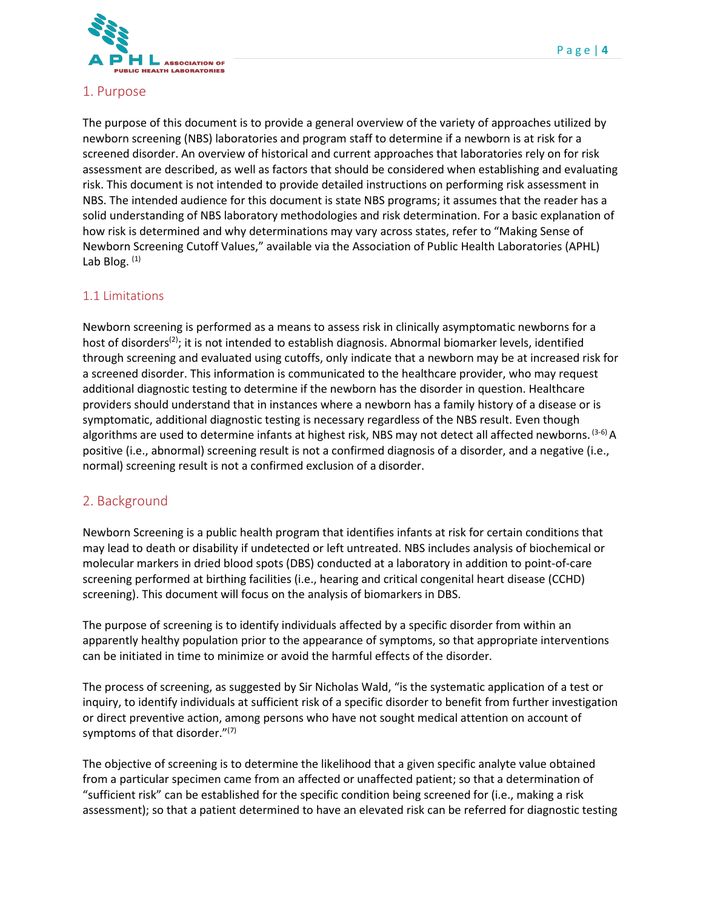## 1. Purpose

The purpose of this document is to provide a general overview of the variety of approaches utilized by newborn screening (NBS) laboratories and program staff to determine if a newborn is at risk for a screened disorder. An overview of historical and current approaches that laboratories rely on for risk assessment are described, as well as factors that should be considered when establishing and evaluating risk. This document is not intended to provide detailed instructions on performing risk assessment in NBS. The intended audience for this document is state NBS programs; it assumes that the reader has a solid understanding of NBS laboratory methodologies and risk determination. For a basic explanation of how risk is determined and why determinations may vary across states, refer to "Making Sense of Newborn Screening Cutoff Values," available via the Association of Public Health Laboratories (APHL) Lab Blog. [1]

### 1.1 Limitations

Newborn screening is performed as a means to assess risk in clinically asymptomatic newborns for a host of disorders[2]; it is not intended to establish diagnosis. Abnormal biomarker levels, identified through screening and evaluated using cutoffs, only indicate that a newborn may be at increased risk for a screened disorder. This information is communicated to the healthcare provider, who may request additional diagnostic testing to determine if the newborn has the disorder in question. Healthcare providers should understand that in instances where a newborn has a family history of a disease or is symptomatic, additional diagnostic testing is necessary regardless of the NBS result. Even though algorithms are used to determine infants at highest risk, NBS may not detect all affected newborns. [3-6] A positive (i.e., abnormal) screening result is not a confirmed diagnosis of a disorder, and a negative (i.e., normal) screening result is not a confirmed exclusion of a disorder.

## 2. Background

Newborn Screening is a public health program that identifies infants at risk for certain conditions that may lead to death or disability if undetected or left untreated. NBS includes analysis of biochemical or molecular markers in dried blood spots (DBS) conducted at a laboratory in addition to point-of-care screening performed at birthing facilities (i.e., hearing and critical congenital heart disease (CCHD) screening). This document will focus on the analysis of biomarkers in DBS.

The purpose of screening is to identify individuals affected by a specific disorder from within an apparently healthy population prior to the appearance of symptoms, so that appropriate interventions can be initiated in time to minimize or avoid the harmful effects of the disorder.

The process of screening, as suggested by Sir Nicholas Wald, "is the systematic application of a test or inquiry, to identify individuals at sufficient risk of a specific disorder to benefit from further investigation or direct preventive action, among persons who have not sought medical attention on account of symptoms of that disorder."[7]

The objective of screening is to determine the likelihood that a given specific analyte value obtained from a particular specimen came from an affected or unaffected patient; so that a determination of "sufficient risk" can be established for the specific condition being screened for (i.e., making a risk assessment); so that a patient determined to have an elevated risk can be referred for diagnostic testing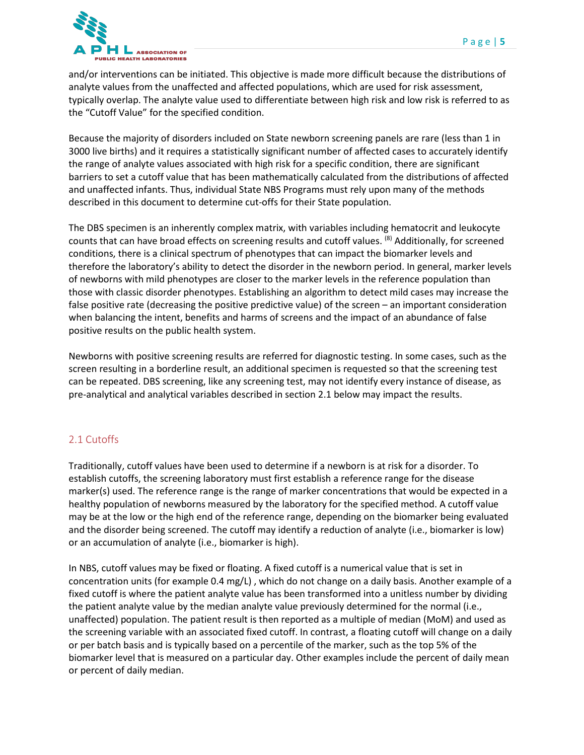and/or interventions can be initiated. This objective is made more difficult because the distributions of analyte values from the unaffected and affected populations, which are used for risk assessment, typically overlap. The analyte value used to differentiate between high risk and low risk is referred to as the "Cutoff Value" for the specified condition.

Because the majority of disorders included on State newborn screening panels are rare (less than 1 in 3000 live births) and it requires a statistically significant number of affected cases to accurately identify the range of analyte values associated with high risk for a specific condition, there are significant barriers to set a cutoff value that has been mathematically calculated from the distributions of affected and unaffected infants. Thus, individual State NBS Programs must rely upon many of the methods described in this document to determine cut-offs for their State population.

The DBS specimen is an inherently complex matrix, with variables including hematocrit and leukocyte counts that can have broad effects on screening results and cutoff values. [8] Additionally, for screened conditions, there is a clinical spectrum of phenotypes that can impact the biomarker levels and therefore the laboratory's ability to detect the disorder in the newborn period. In general, marker levels of newborns with mild phenotypes are closer to the marker levels in the reference population than those with classic disorder phenotypes. Establishing an algorithm to detect mild cases may increase the false positive rate (decreasing the positive predictive value) of the screen – an important consideration when balancing the intent, benefits and harms of screens and the impact of an abundance of false positive results on the public health system.

Newborns with positive screening results are referred for diagnostic testing. In some cases, such as the screen resulting in a borderline result, an additional specimen is requested so that the screening test can be repeated. DBS screening, like any screening test, may not identify every instance of disease, as pre-analytical and analytical variables described in section 2.1 below may impact the results.

## 2.1 Cutoffs

Traditionally, cutoff values have been used to determine if a newborn is at risk for a disorder. To establish cutoffs, the screening laboratory must first establish a reference range for the disease marker(s) used. The reference range is the range of marker concentrations that would be expected in a healthy population of newborns measured by the laboratory for the specified method. A cutoff value may be at the low or the high end of the reference range, depending on the biomarker being evaluated and the disorder being screened. The cutoff may identify a reduction of analyte (i.e., biomarker is low) or an accumulation of analyte (i.e., biomarker is high).

In NBS, cutoff values may be fixed or floating. A fixed cutoff is a numerical value that is set in concentration units (for example 0.4 mg/L) , which do not change on a daily basis. Another example of a fixed cutoff is where the patient analyte value has been transformed into a unitless number by dividing the patient analyte value by the median analyte value previously determined for the normal (i.e., unaffected) population. The patient result is then reported as a multiple of median (MoM) and used as the screening variable with an associated fixed cutoff. In contrast, a floating cutoff will change on a daily or per batch basis and is typically based on a percentile of the marker, such as the top 5% of the biomarker level that is measured on a particular day. Other examples include the percent of daily mean or percent of daily median.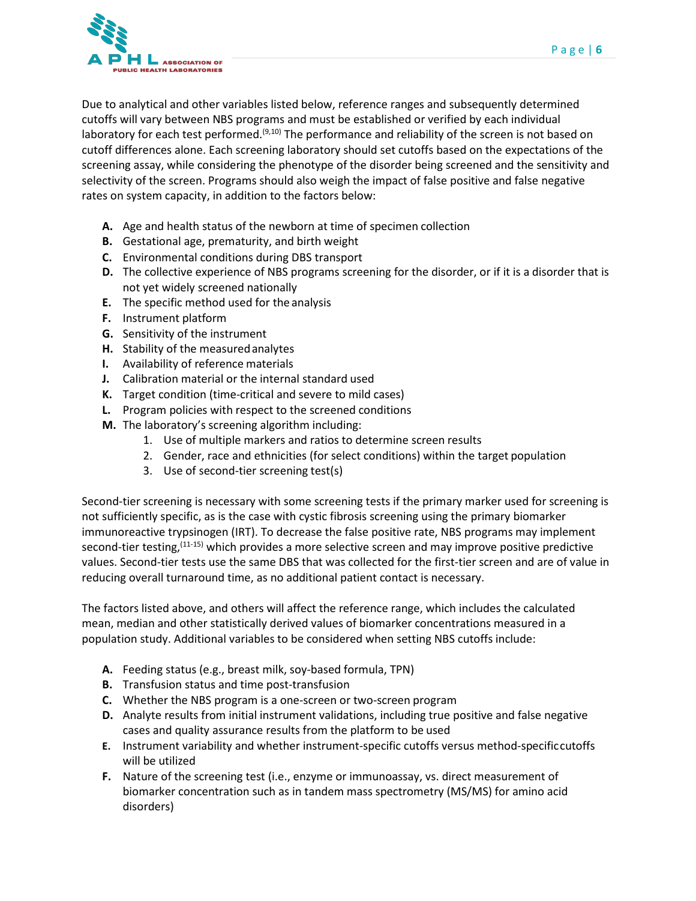Due to analytical and other variables listed below, reference ranges and subsequently determined cutoffs will vary between NBS programs and must be established or verified by each individual laboratory for each test performed.[9,10] The performance and reliability of the screen is not based on cutoff differences alone. Each screening laboratory should set cutoffs based on the expectations of the screening assay, while considering the phenotype of the disorder being screened and the sensitivity and selectivity of the screen. Programs should also weigh the impact of false positive and false negative rates on system capacity, in addition to the factors below:

- **A.** Age and health status of the newborn at time of specimen collection
- **B.** Gestational age, prematurity, and birth weight
- **C.** Environmental conditions during DBS transport
- **D.** The collective experience of NBS programs screening for the disorder, or if it is a disorder that is not yet widely screened nationally
- **E.** The specific method used for the analysis
- **F.** Instrument platform
- **G.** Sensitivity of the instrument
- **H.** Stability of the measured analytes
- **I.** Availability of reference materials
- **J.** Calibration material or the internal standard used
- **K.** Target condition (time-critical and severe to mild cases)
- **L.** Program policies with respect to the screened conditions
- **M.** The laboratory's screening algorithm including:
    1. Use of multiple markers and ratios to determine screen results
    2. Gender, race and ethnicities (for select conditions) within the target population
    3. Use of second-tier screening test(s)

Second-tier screening is necessary with some screening tests if the primary marker used for screening is not sufficiently specific, as is the case with cystic fibrosis screening using the primary biomarker immunoreactive trypsinogen (IRT). To decrease the false positive rate, NBS programs may implement second-tier testing,[11-15] which provides a more selective screen and may improve positive predictive values. Second-tier tests use the same DBS that was collected for the first-tier screen and are of value in reducing overall turnaround time, as no additional patient contact is necessary.

The factors listed above, and others will affect the reference range, which includes the calculated mean, median and other statistically derived values of biomarker concentrations measured in a population study. Additional variables to be considered when setting NBS cutoffs include:

- **A.** Feeding status (e.g., breast milk, soy-based formula, TPN)
- **B.** Transfusion status and time post-transfusion
- **C.** Whether the NBS program is a one-screen or two-screen program
- **D.** Analyte results from initial instrument validations, including true positive and false negative cases and quality assurance results from the platform to be used
- **E.** Instrument variability and whether instrument-specific cutoffs versus method-specific cutoffs will be utilized
- **F.** Nature of the screening test (i.e., enzyme or immunoassay, vs. direct measurement of biomarker concentration such as in tandem mass spectrometry (MS/MS) for amino acid disorders)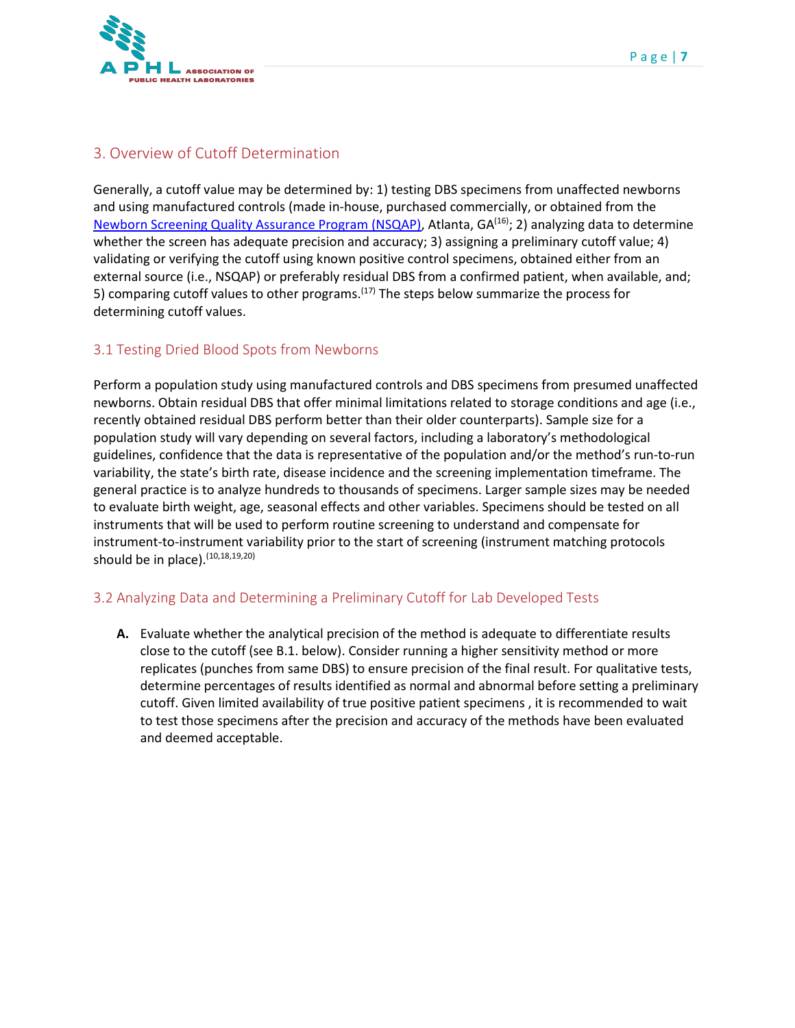## 3. Overview of Cutoff Determination

Generally, a cutoff value may be determined by: 1) testing DBS specimens from unaffected newborns and using manufactured controls (made in-house, purchased commercially, or obtained from the [Newborn Screening Quality Assurance Program (NSQAP)](), Atlanta, GA[16]; 2) analyzing data to determine whether the screen has adequate precision and accuracy; 3) assigning a preliminary cutoff value; 4) validating or verifying the cutoff using known positive control specimens, obtained either from an external source (i.e., NSQAP) or preferably residual DBS from a confirmed patient, when available, and; 5) comparing cutoff values to other programs.[17] The steps below summarize the process for determining cutoff values.

### 3.1 Testing Dried Blood Spots from Newborns

Perform a population study using manufactured controls and DBS specimens from presumed unaffected newborns. Obtain residual DBS that offer minimal limitations related to storage conditions and age (i.e., recently obtained residual DBS perform better than their older counterparts). Sample size for a population study will vary depending on several factors, including a laboratory's methodological guidelines, confidence that the data is representative of the population and/or the method's run-to-run variability, the state's birth rate, disease incidence and the screening implementation timeframe. The general practice is to analyze hundreds to thousands of specimens. Larger sample sizes may be needed to evaluate birth weight, age, seasonal effects and other variables. Specimens should be tested on all instruments that will be used to perform routine screening to understand and compensate for instrument-to-instrument variability prior to the start of screening (instrument matching protocols should be in place).[10,18,19,20]

### 3.2 Analyzing Data and Determining a Preliminary Cutoff for Lab Developed Tests

**A.** Evaluate whether the analytical precision of the method is adequate to differentiate results close to the cutoff (see B.1. below). Consider running a higher sensitivity method or more replicates (punches from same DBS) to ensure precision of the final result. For qualitative tests, determine percentages of results identified as normal and abnormal before setting a preliminary cutoff. Given limited availability of true positive patient specimens , it is recommended to wait to test those specimens after the precision and accuracy of the methods have been evaluated and deemed acceptable.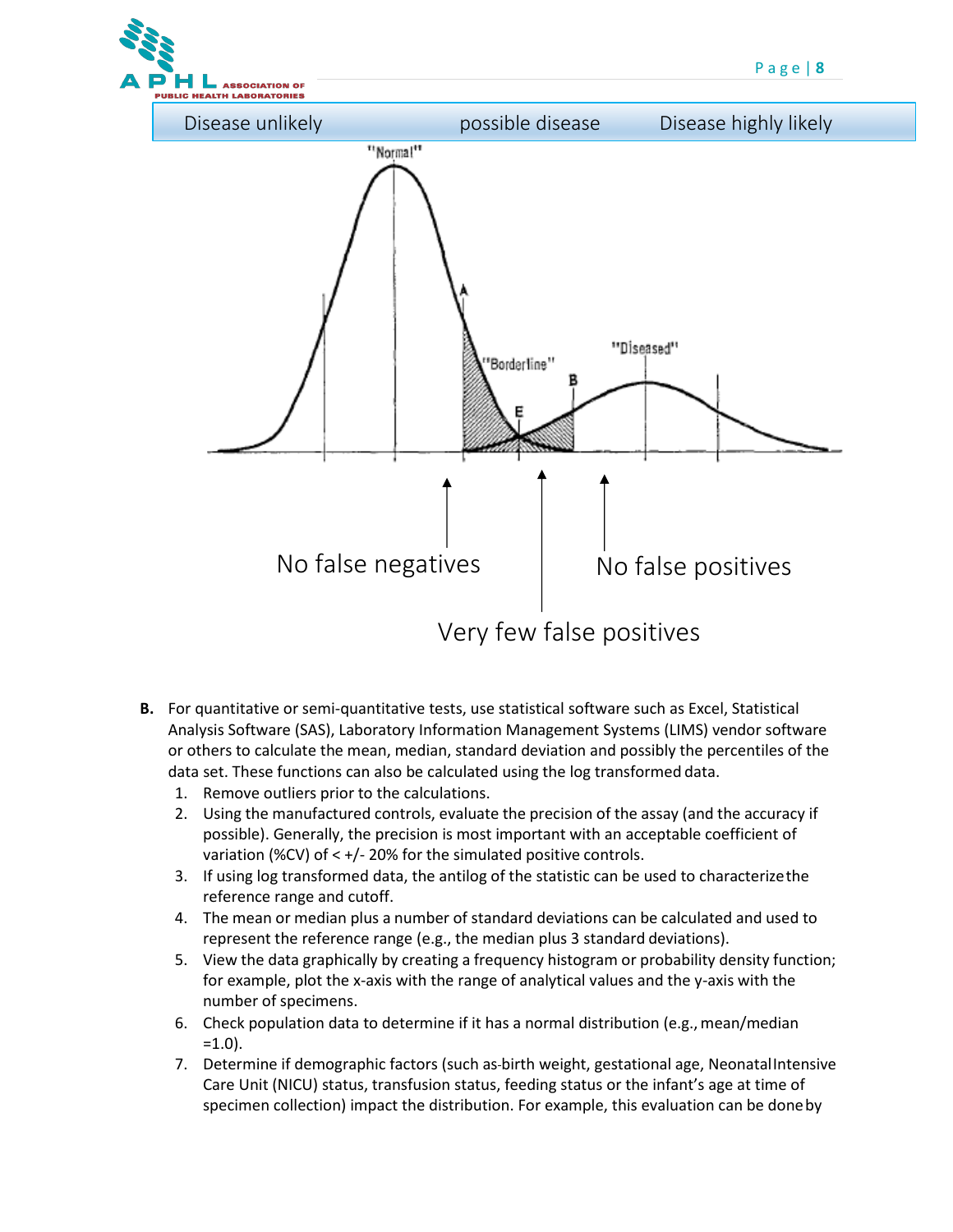| Disease unlikely | possible disease | Disease highly likely |
|---|---|---|

No false negatives

No false positives

Very few false positives

**B.** For quantitative or semi-quantitative tests, use statistical software such as Excel, Statistical Analysis Software (SAS), Laboratory Information Management Systems (LIMS) vendor software or others to calculate the mean, median, standard deviation and possibly the percentiles of the data set. These functions can also be calculated using the log transformed data.

1. Remove outliers prior to the calculations.
2. Using the manufactured controls, evaluate the precision of the assay (and the accuracy if possible). Generally, the precision is most important with an acceptable coefficient of variation (%CV) of < +/- 20% for the simulated positive controls.
3. If using log transformed data, the antilog of the statistic can be used to characterize the reference range and cutoff.
4. The mean or median plus a number of standard deviations can be calculated and used to represent the reference range (e.g., the median plus 3 standard deviations).
5. View the data graphically by creating a frequency histogram or probability density function; for example, plot the x-axis with the range of analytical values and the y-axis with the number of specimens.
6. Check population data to determine if it has a normal distribution (e.g., mean/median =1.0).
7. Determine if demographic factors (such as birth weight, gestational age, Neonatal Intensive Care Unit (NICU) status, transfusion status, feeding status or the infant's age at time of specimen collection) impact the distribution. For example, this evaluation can be done by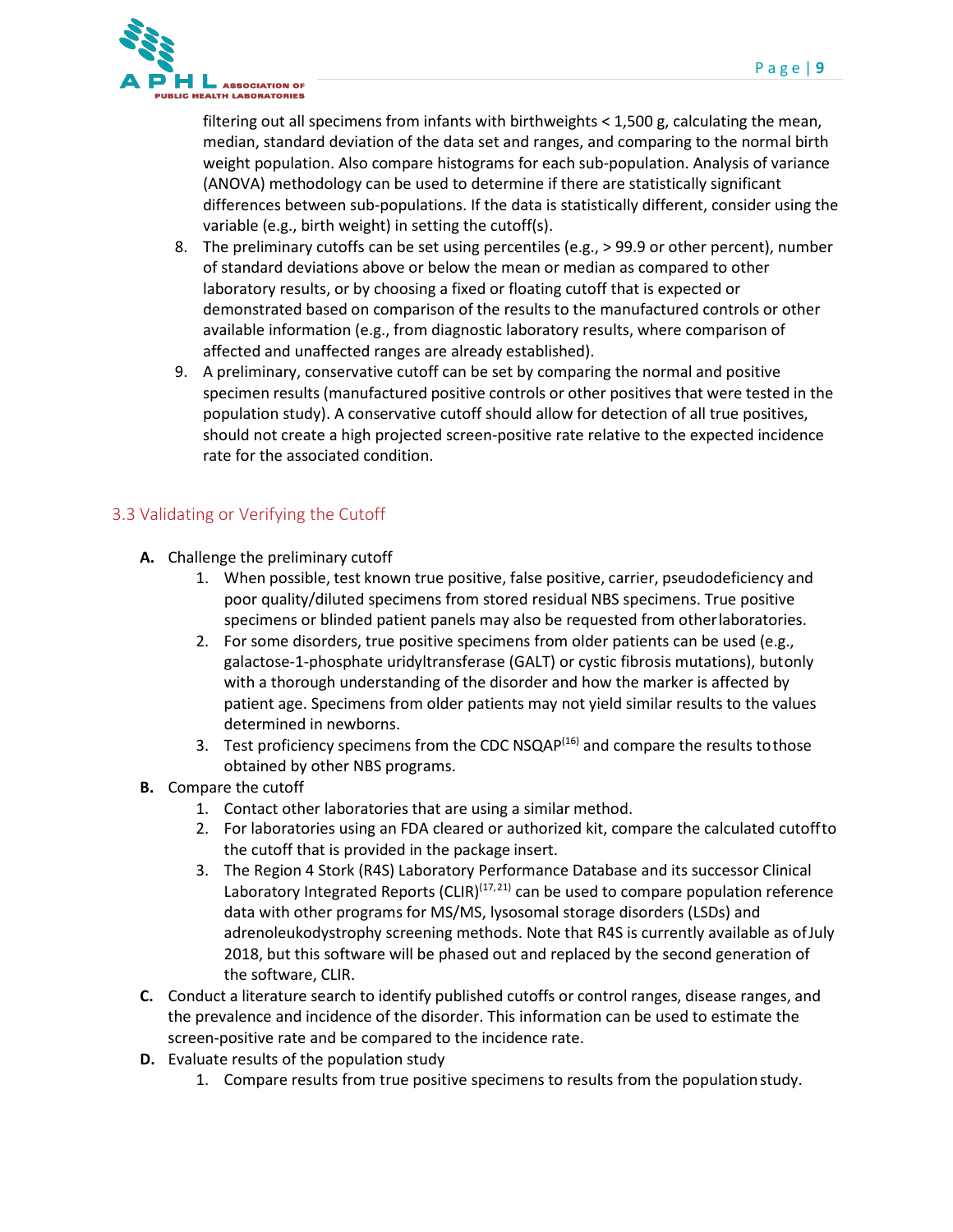filtering out all specimens from infants with birthweights < 1,500 g, calculating the mean, median, standard deviation of the data set and ranges, and comparing to the normal birth weight population. Also compare histograms for each sub-population. Analysis of variance (ANOVA) methodology can be used to determine if there are statistically significant differences between sub-populations. If the data is statistically different, consider using the variable (e.g., birth weight) in setting the cutoff(s).

8. The preliminary cutoffs can be set using percentiles (e.g., > 99.9 or other percent), number of standard deviations above or below the mean or median as compared to other laboratory results, or by choosing a fixed or floating cutoff that is expected or demonstrated based on comparison of the results to the manufactured controls or other available information (e.g., from diagnostic laboratory results, where comparison of affected and unaffected ranges are already established).
9. A preliminary, conservative cutoff can be set by comparing the normal and positive specimen results (manufactured positive controls or other positives that were tested in the population study). A conservative cutoff should allow for detection of all true positives, should not create a high projected screen-positive rate relative to the expected incidence rate for the associated condition.

## 3.3 Validating or Verifying the Cutoff

**A.** Challenge the preliminary cutoff

1. When possible, test known true positive, false positive, carrier, pseudodeficiency and poor quality/diluted specimens from stored residual NBS specimens. True positive specimens or blinded patient panels may also be requested from other laboratories.
2. For some disorders, true positive specimens from older patients can be used (e.g., galactose-1-phosphate uridyltransferase (GALT) or cystic fibrosis mutations), but only with a thorough understanding of the disorder and how the marker is affected by patient age. Specimens from older patients may not yield similar results to the values determined in newborns.
3. Test proficiency specimens from the CDC NSQAP[16] and compare the results to those obtained by other NBS programs.

**B.** Compare the cutoff

1. Contact other laboratories that are using a similar method.
2. For laboratories using an FDA cleared or authorized kit, compare the calculated cutoff to the cutoff that is provided in the package insert.
3. The Region 4 Stork (R4S) Laboratory Performance Database and its successor Clinical Laboratory Integrated Reports (CLIR)[17,21] can be used to compare population reference data with other programs for MS/MS, lysosomal storage disorders (LSDs) and adrenoleukodystrophy screening methods. Note that R4S is currently available as of July 2018, but this software will be phased out and replaced by the second generation of the software, CLIR.

**C.** Conduct a literature search to identify published cutoffs or control ranges, disease ranges, and the prevalence and incidence of the disorder. This information can be used to estimate the screen-positive rate and be compared to the incidence rate.

**D.** Evaluate results of the population study

1. Compare results from true positive specimens to results from the population study.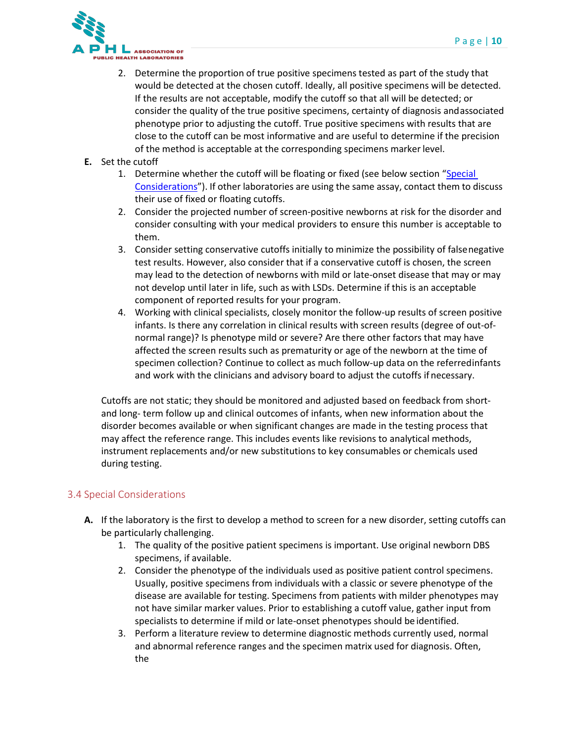2. Determine the proportion of true positive specimens tested as part of the study that would be detected at the chosen cutoff. Ideally, all positive specimens will be detected. If the results are not acceptable, modify the cutoff so that all will be detected; or consider the quality of the true positive specimens, certainty of diagnosis and associated phenotype prior to adjusting the cutoff. True positive specimens with results that are close to the cutoff can be most informative and are useful to determine if the precision of the method is acceptable at the corresponding specimens marker level.

**E.** Set the cutoff

1. Determine whether the cutoff will be floating or fixed (see below section "Special Considerations"). If other laboratories are using the same assay, contact them to discuss their use of fixed or floating cutoffs.
2. Consider the projected number of screen-positive newborns at risk for the disorder and consider consulting with your medical providers to ensure this number is acceptable to them.
3. Consider setting conservative cutoffs initially to minimize the possibility of false negative test results. However, also consider that if a conservative cutoff is chosen, the screen may lead to the detection of newborns with mild or late-onset disease that may or may not develop until later in life, such as with LSDs. Determine if this is an acceptable component of reported results for your program.
4. Working with clinical specialists, closely monitor the follow-up results of screen positive infants. Is there any correlation in clinical results with screen results (degree of out-of-normal range)? Is phenotype mild or severe? Are there other factors that may have affected the screen results such as prematurity or age of the newborn at the time of specimen collection? Continue to collect as much follow-up data on the referred infants and work with the clinicians and advisory board to adjust the cutoffs if necessary.

Cutoffs are not static; they should be monitored and adjusted based on feedback from short- and long- term follow up and clinical outcomes of infants, when new information about the disorder becomes available or when significant changes are made in the testing process that may affect the reference range. This includes events like revisions to analytical methods, instrument replacements and/or new substitutions to key consumables or chemicals used during testing.

## 3.4 Special Considerations

**A.** If the laboratory is the first to develop a method to screen for a new disorder, setting cutoffs can be particularly challenging.

1. The quality of the positive patient specimens is important. Use original newborn DBS specimens, if available.
2. Consider the phenotype of the individuals used as positive patient control specimens. Usually, positive specimens from individuals with a classic or severe phenotype of the disease are available for testing. Specimens from patients with milder phenotypes may not have similar marker values. Prior to establishing a cutoff value, gather input from specialists to determine if mild or late-onset phenotypes should be identified.
3. Perform a literature review to determine diagnostic methods currently used, normal and abnormal reference ranges and the specimen matrix used for diagnosis. Often, the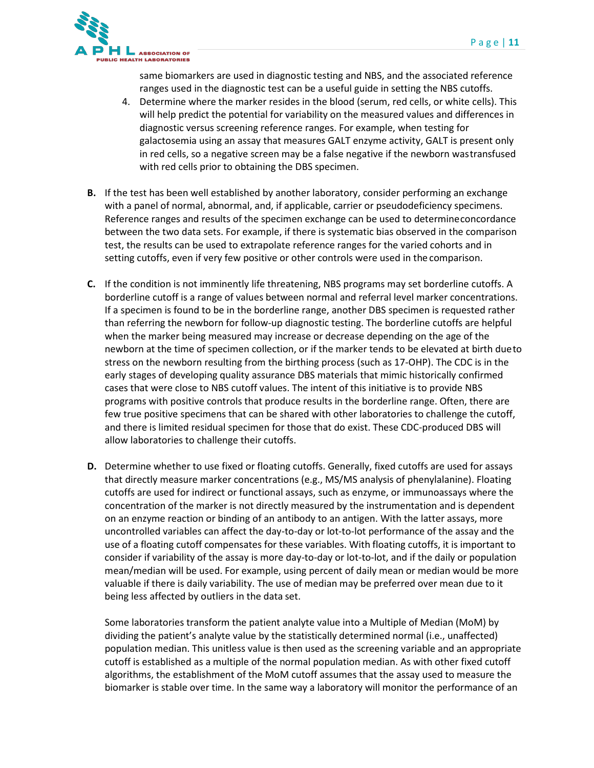same biomarkers are used in diagnostic testing and NBS, and the associated reference ranges used in the diagnostic test can be a useful guide in setting the NBS cutoffs.

4. Determine where the marker resides in the blood (serum, red cells, or white cells). This will help predict the potential for variability on the measured values and differences in diagnostic versus screening reference ranges. For example, when testing for galactosemia using an assay that measures GALT enzyme activity, GALT is present only in red cells, so a negative screen may be a false negative if the newborn was transfused with red cells prior to obtaining the DBS specimen.

**B.** If the test has been well established by another laboratory, consider performing an exchange with a panel of normal, abnormal, and, if applicable, carrier or pseudodeficiency specimens. Reference ranges and results of the specimen exchange can be used to determine concordance between the two data sets. For example, if there is systematic bias observed in the comparison test, the results can be used to extrapolate reference ranges for the varied cohorts and in setting cutoffs, even if very few positive or other controls were used in the comparison.

**C.** If the condition is not imminently life threatening, NBS programs may set borderline cutoffs. A borderline cutoff is a range of values between normal and referral level marker concentrations. If a specimen is found to be in the borderline range, another DBS specimen is requested rather than referring the newborn for follow-up diagnostic testing. The borderline cutoffs are helpful when the marker being measured may increase or decrease depending on the age of the newborn at the time of specimen collection, or if the marker tends to be elevated at birth due to stress on the newborn resulting from the birthing process (such as 17-OHP). The CDC is in the early stages of developing quality assurance DBS materials that mimic historically confirmed cases that were close to NBS cutoff values. The intent of this initiative is to provide NBS programs with positive controls that produce results in the borderline range. Often, there are few true positive specimens that can be shared with other laboratories to challenge the cutoff, and there is limited residual specimen for those that do exist. These CDC-produced DBS will allow laboratories to challenge their cutoffs.

**D.** Determine whether to use fixed or floating cutoffs. Generally, fixed cutoffs are used for assays that directly measure marker concentrations (e.g., MS/MS analysis of phenylalanine). Floating cutoffs are used for indirect or functional assays, such as enzyme, or immunoassays where the concentration of the marker is not directly measured by the instrumentation and is dependent on an enzyme reaction or binding of an antibody to an antigen. With the latter assays, more uncontrolled variables can affect the day-to-day or lot-to-lot performance of the assay and the use of a floating cutoff compensates for these variables. With floating cutoffs, it is important to consider if variability of the assay is more day-to-day or lot-to-lot, and if the daily or population mean/median will be used. For example, using percent of daily mean or median would be more valuable if there is daily variability. The use of median may be preferred over mean due to it being less affected by outliers in the data set.

Some laboratories transform the patient analyte value into a Multiple of Median (MoM) by dividing the patient's analyte value by the statistically determined normal (i.e., unaffected) population median. This unitless value is then used as the screening variable and an appropriate cutoff is established as a multiple of the normal population median. As with other fixed cutoff algorithms, the establishment of the MoM cutoff assumes that the assay used to measure the biomarker is stable over time. In the same way a laboratory will monitor the performance of an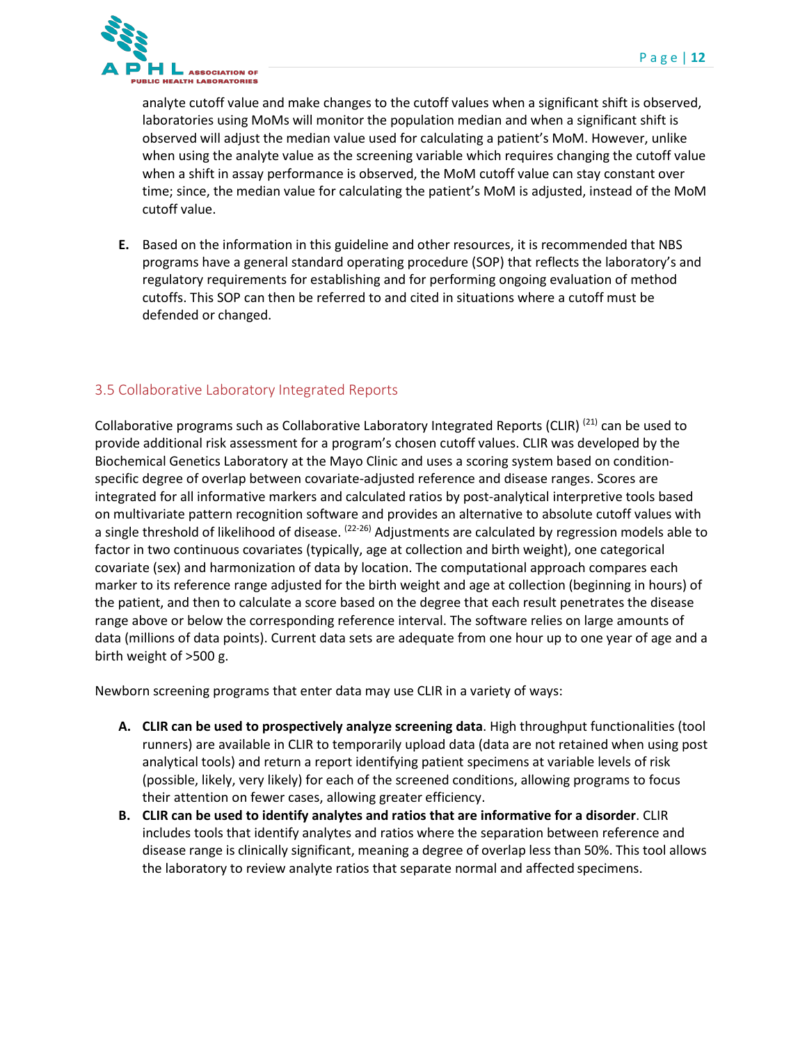analyte cutoff value and make changes to the cutoff values when a significant shift is observed, laboratories using MoMs will monitor the population median and when a significant shift is observed will adjust the median value used for calculating a patient's MoM. However, unlike when using the analyte value as the screening variable which requires changing the cutoff value when a shift in assay performance is observed, the MoM cutoff value can stay constant over time; since, the median value for calculating the patient's MoM is adjusted, instead of the MoM cutoff value.

E. Based on the information in this guideline and other resources, it is recommended that NBS programs have a general standard operating procedure (SOP) that reflects the laboratory's and regulatory requirements for establishing and for performing ongoing evaluation of method cutoffs. This SOP can then be referred to and cited in situations where a cutoff must be defended or changed.

## 3.5 Collaborative Laboratory Integrated Reports

Collaborative programs such as Collaborative Laboratory Integrated Reports (CLIR) [21] can be used to provide additional risk assessment for a program's chosen cutoff values. CLIR was developed by the Biochemical Genetics Laboratory at the Mayo Clinic and uses a scoring system based on condition-specific degree of overlap between covariate-adjusted reference and disease ranges. Scores are integrated for all informative markers and calculated ratios by post-analytical interpretive tools based on multivariate pattern recognition software and provides an alternative to absolute cutoff values with a single threshold of likelihood of disease. [22-26] Adjustments are calculated by regression models able to factor in two continuous covariates (typically, age at collection and birth weight), one categorical covariate (sex) and harmonization of data by location. The computational approach compares each marker to its reference range adjusted for the birth weight and age at collection (beginning in hours) of the patient, and then to calculate a score based on the degree that each result penetrates the disease range above or below the corresponding reference interval. The software relies on large amounts of data (millions of data points). Current data sets are adequate from one hour up to one year of age and a birth weight of >500 g.

Newborn screening programs that enter data may use CLIR in a variety of ways:

A. **CLIR can be used to prospectively analyze screening data**. High throughput functionalities (tool runners) are available in CLIR to temporarily upload data (data are not retained when using post analytical tools) and return a report identifying patient specimens at variable levels of risk (possible, likely, very likely) for each of the screened conditions, allowing programs to focus their attention on fewer cases, allowing greater efficiency.

B. **CLIR can be used to identify analytes and ratios that are informative for a disorder**. CLIR includes tools that identify analytes and ratios where the separation between reference and disease range is clinically significant, meaning a degree of overlap less than 50%. This tool allows the laboratory to review analyte ratios that separate normal and affected specimens.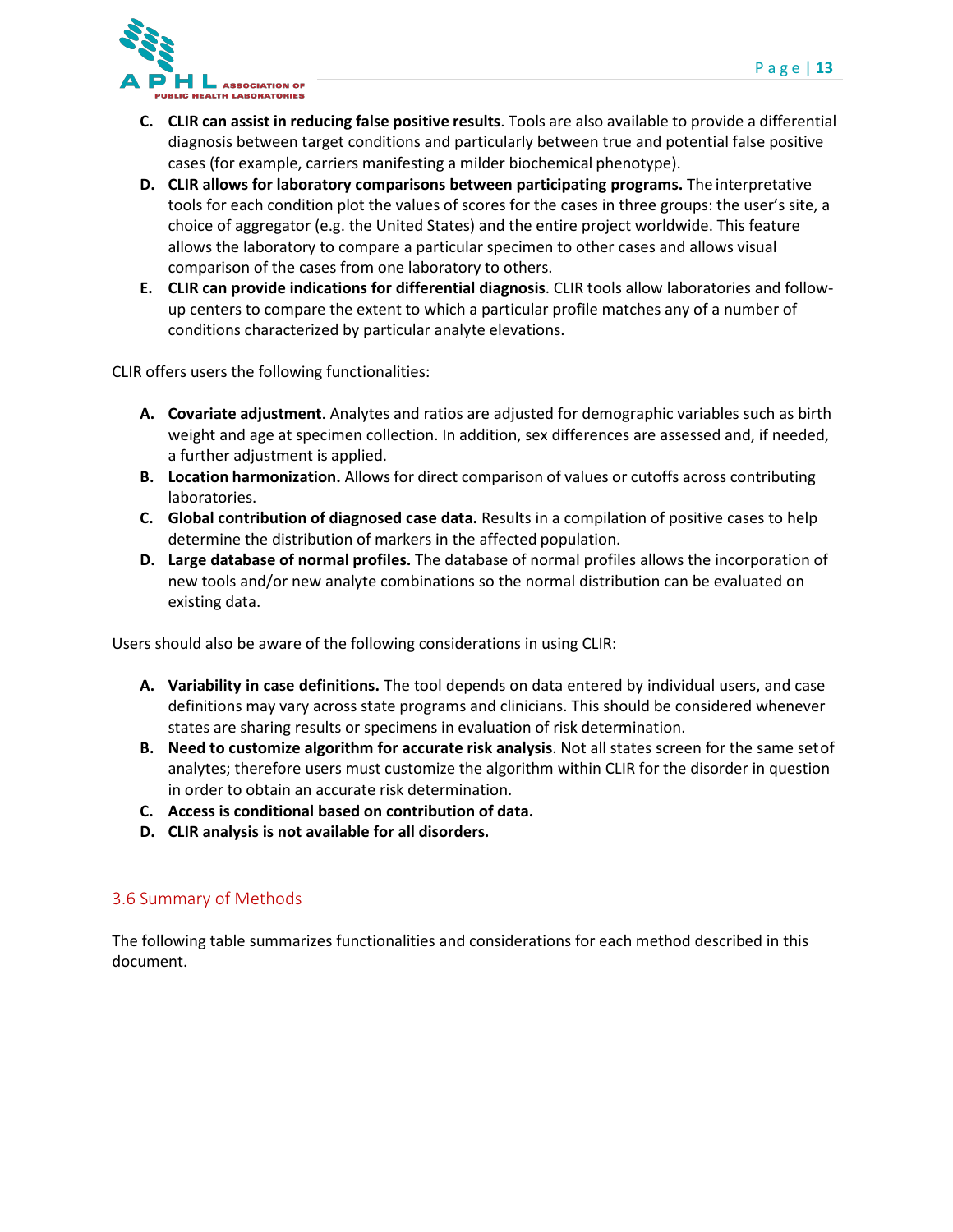C. **CLIR can assist in reducing false positive results**. Tools are also available to provide a differential diagnosis between target conditions and particularly between true and potential false positive cases (for example, carriers manifesting a milder biochemical phenotype).
D. **CLIR allows for laboratory comparisons between participating programs.** The interpretative tools for each condition plot the values of scores for the cases in three groups: the user's site, a choice of aggregator (e.g. the United States) and the entire project worldwide. This feature allows the laboratory to compare a particular specimen to other cases and allows visual comparison of the cases from one laboratory to others.
E. **CLIR can provide indications for differential diagnosis**. CLIR tools allow laboratories and follow-up centers to compare the extent to which a particular profile matches any of a number of conditions characterized by particular analyte elevations.

CLIR offers users the following functionalities:

A. **Covariate adjustment**. Analytes and ratios are adjusted for demographic variables such as birth weight and age at specimen collection. In addition, sex differences are assessed and, if needed, a further adjustment is applied.
B. **Location harmonization.** Allows for direct comparison of values or cutoffs across contributing laboratories.
C. **Global contribution of diagnosed case data.** Results in a compilation of positive cases to help determine the distribution of markers in the affected population.
D. **Large database of normal profiles.** The database of normal profiles allows the incorporation of new tools and/or new analyte combinations so the normal distribution can be evaluated on existing data.

Users should also be aware of the following considerations in using CLIR:

A. **Variability in case definitions.** The tool depends on data entered by individual users, and case definitions may vary across state programs and clinicians. This should be considered whenever states are sharing results or specimens in evaluation of risk determination.
B. **Need to customize algorithm for accurate risk analysis**. Not all states screen for the same set of analytes; therefore users must customize the algorithm within CLIR for the disorder in question in order to obtain an accurate risk determination.
C. **Access is conditional based on contribution of data.**
D. **CLIR analysis is not available for all disorders.**

## 3.6 Summary of Methods

The following table summarizes functionalities and considerations for each method described in this document.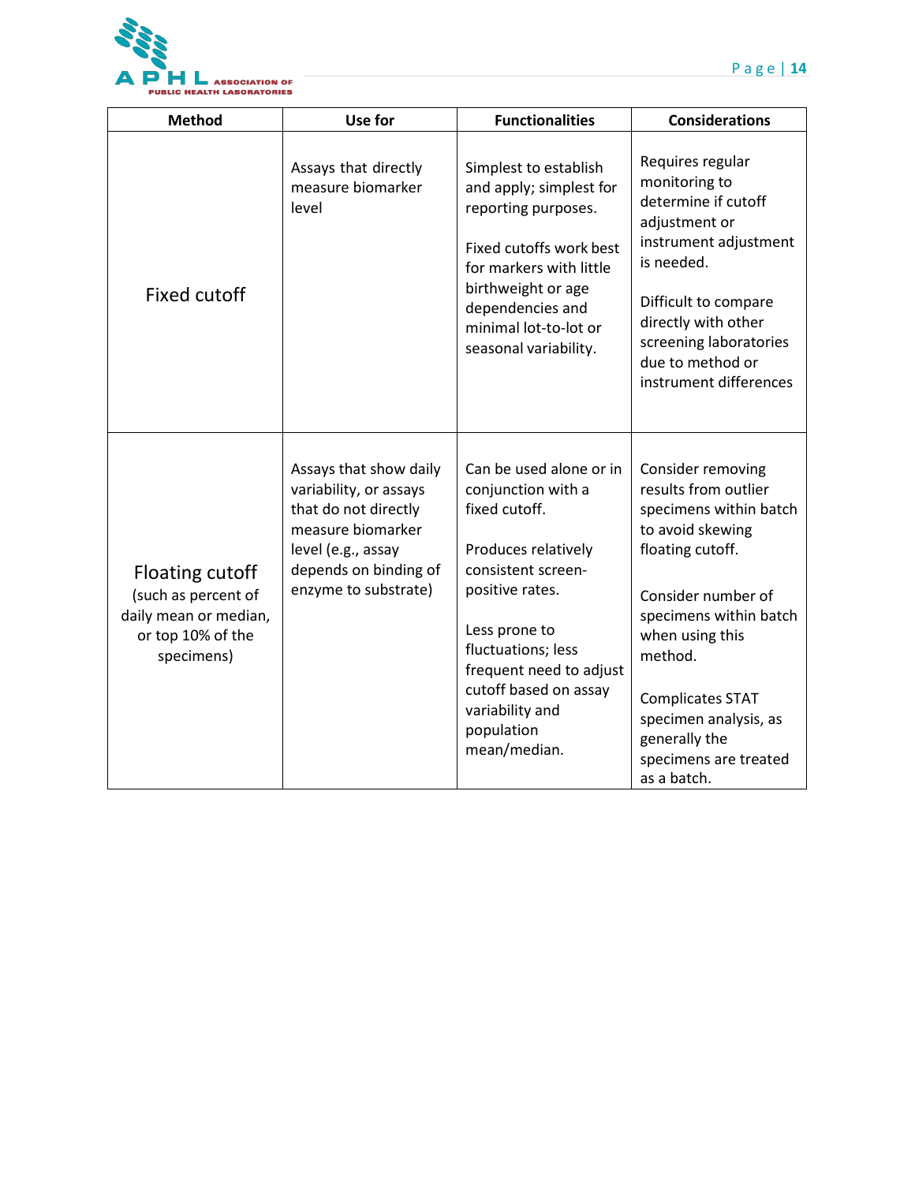| Method | Use for | Functionalities | Considerations |
| --- | --- | --- | --- |
| Fixed cutoff | Assays that directly measure biomarker level | Simplest to establish and apply; simplest for reporting purposes.<br><br>Fixed cutoffs work best for markers with little birthweight or age dependencies and minimal lot-to-lot or seasonal variability. | Requires regular monitoring to determine if cutoff adjustment or instrument adjustment is needed.<br><br>Difficult to compare directly with other screening laboratories due to method or instrument differences |
| Floating cutoff (such as percent of daily mean or median, or top 10% of the specimens) | Assays that show daily variability, or assays that do not directly measure biomarker level (e.g., assay depends on binding of enzyme to substrate) | Can be used alone or in conjunction with a fixed cutoff.<br><br>Produces relatively consistent screen-positive rates.<br><br>Less prone to fluctuations; less frequent need to adjust cutoff based on assay variability and population mean/median. | Consider removing results from outlier specimens within batch to avoid skewing floating cutoff.<br><br>Consider number of specimens within batch when using this method.<br><br>Complicates STAT specimen analysis, as generally the specimens are treated as a batch. |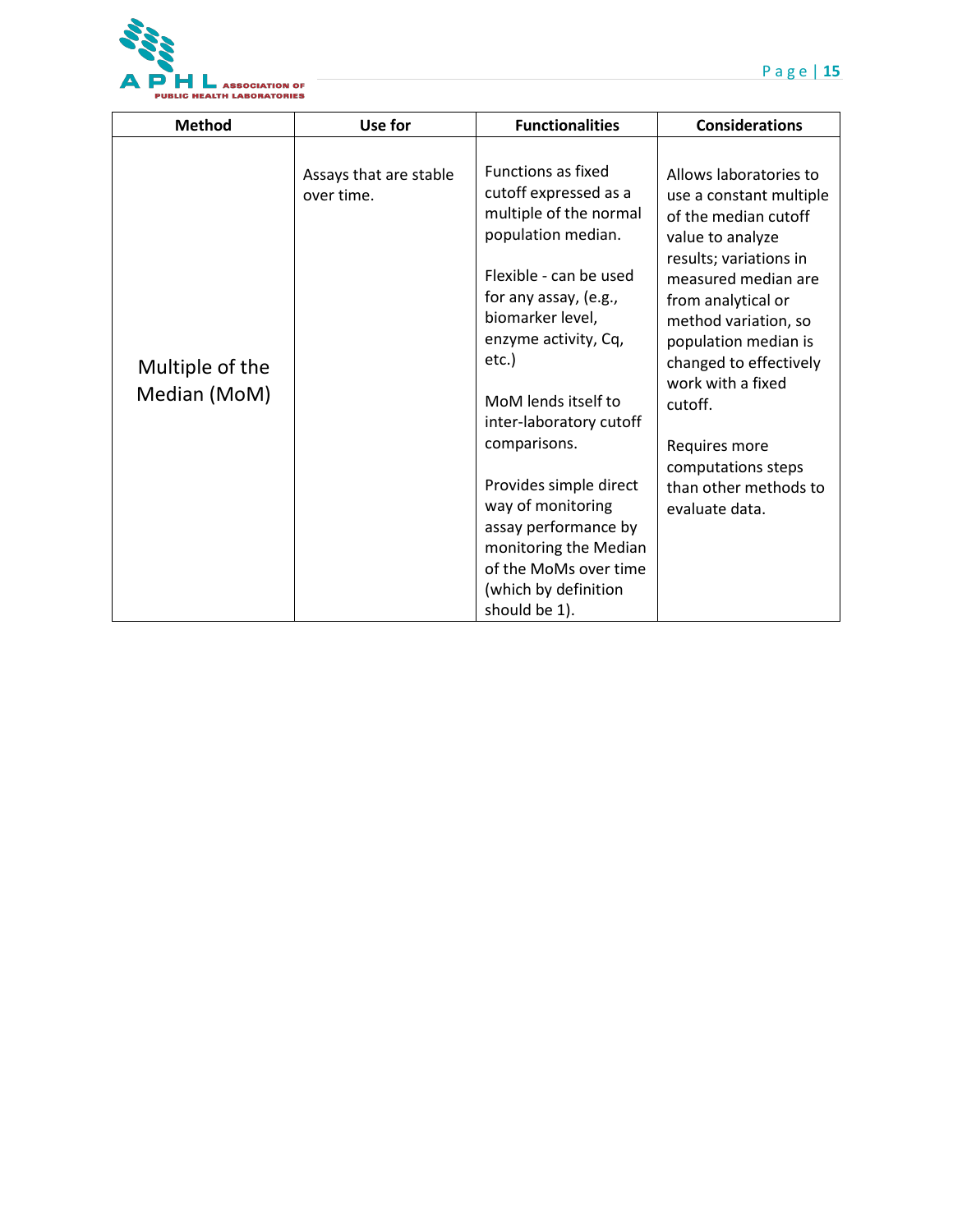| Method | Use for | Functionalities | Considerations |
|---|---|---|---|
| Multiple of the Median (MoM) | Assays that are stable over time. | Functions as fixed cutoff expressed as a multiple of the normal population median.<br><br>Flexible - can be used for any assay, (e.g., biomarker level, enzyme activity, Cq, etc.)<br><br>MoM lends itself to inter-laboratory cutoff comparisons.<br><br>Provides simple direct way of monitoring assay performance by monitoring the Median of the MoMs over time (which by definition should be 1). | Allows laboratories to use a constant multiple of the median cutoff value to analyze results; variations in measured median are from analytical or method variation, so population median is changed to effectively work with a fixed cutoff.<br><br>Requires more computations steps than other methods to evaluate data. |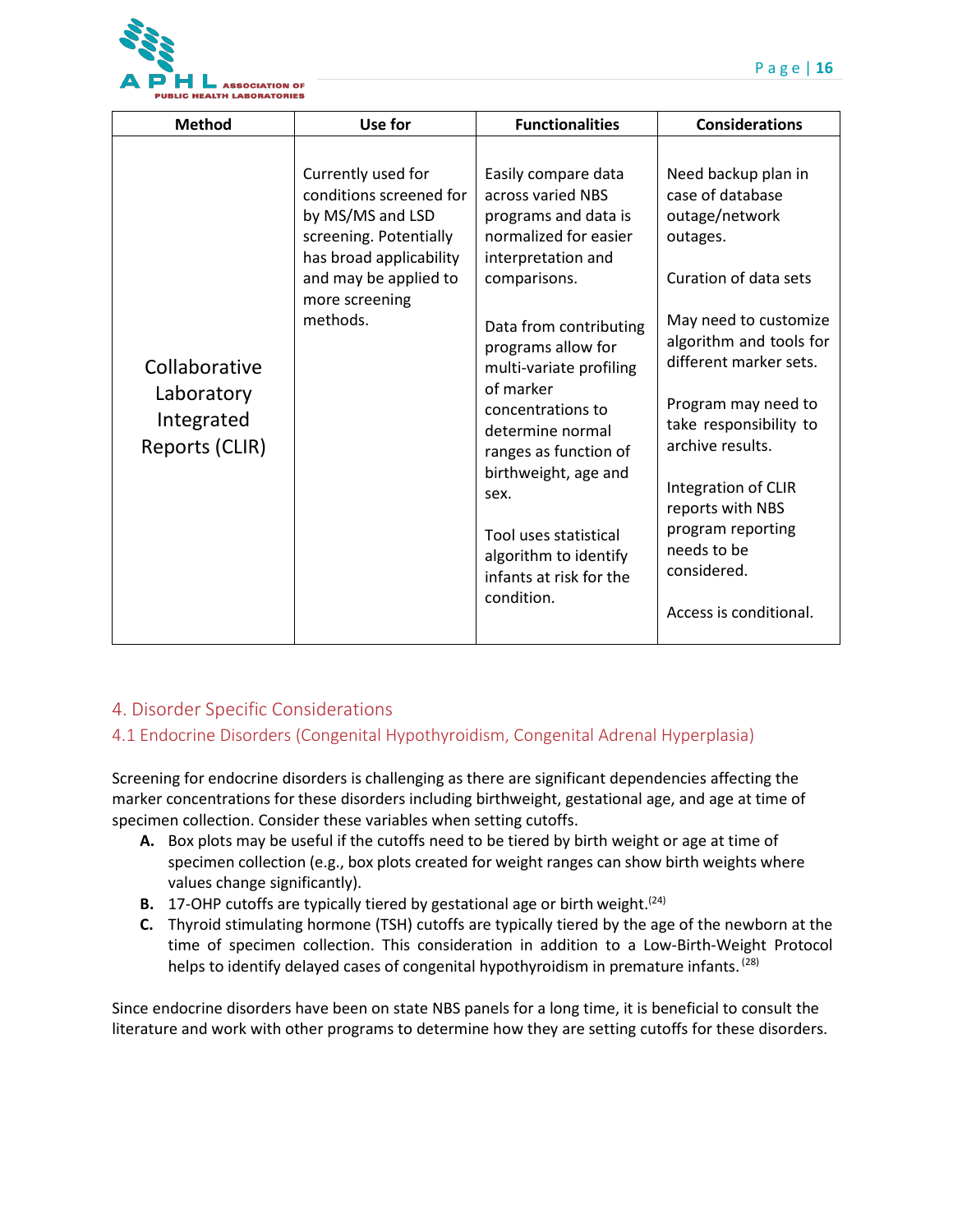| Method | Use for | Functionalities | Considerations |
|---|---|---|---|
| Collaborative Laboratory Integrated Reports (CLIR) | Currently used for conditions screened for by MS/MS and LSD screening. Potentially has broad applicability and may be applied to more screening methods. | Easily compare data across varied NBS programs and data is normalized for easier interpretation and comparisons.<br><br>Data from contributing programs allow for multi-variate profiling of marker concentrations to determine normal ranges as function of birthweight, age and sex.<br><br>Tool uses statistical algorithm to identify infants at risk for the condition. | Need backup plan in case of database outage/network outages.<br><br>Curation of data sets<br><br>May need to customize algorithm and tools for different marker sets.<br><br>Program may need to take responsibility to archive results.<br><br>Integration of CLIR reports with NBS program reporting needs to be considered.<br><br>Access is conditional. |

## 4. Disorder Specific Considerations

### 4.1 Endocrine Disorders (Congenital Hypothyroidism, Congenital Adrenal Hyperplasia)

Screening for endocrine disorders is challenging as there are significant dependencies affecting the marker concentrations for these disorders including birthweight, gestational age, and age at time of specimen collection. Consider these variables when setting cutoffs.

**A.** Box plots may be useful if the cutoffs need to be tiered by birth weight or age at time of specimen collection (e.g., box plots created for weight ranges can show birth weights where values change significantly).

**B.** 17-OHP cutoffs are typically tiered by gestational age or birth weight.[24]

**C.** Thyroid stimulating hormone (TSH) cutoffs are typically tiered by the age of the newborn at the time of specimen collection. This consideration in addition to a Low-Birth-Weight Protocol helps to identify delayed cases of congenital hypothyroidism in premature infants. [28]

Since endocrine disorders have been on state NBS panels for a long time, it is beneficial to consult the literature and work with other programs to determine how they are setting cutoffs for these disorders.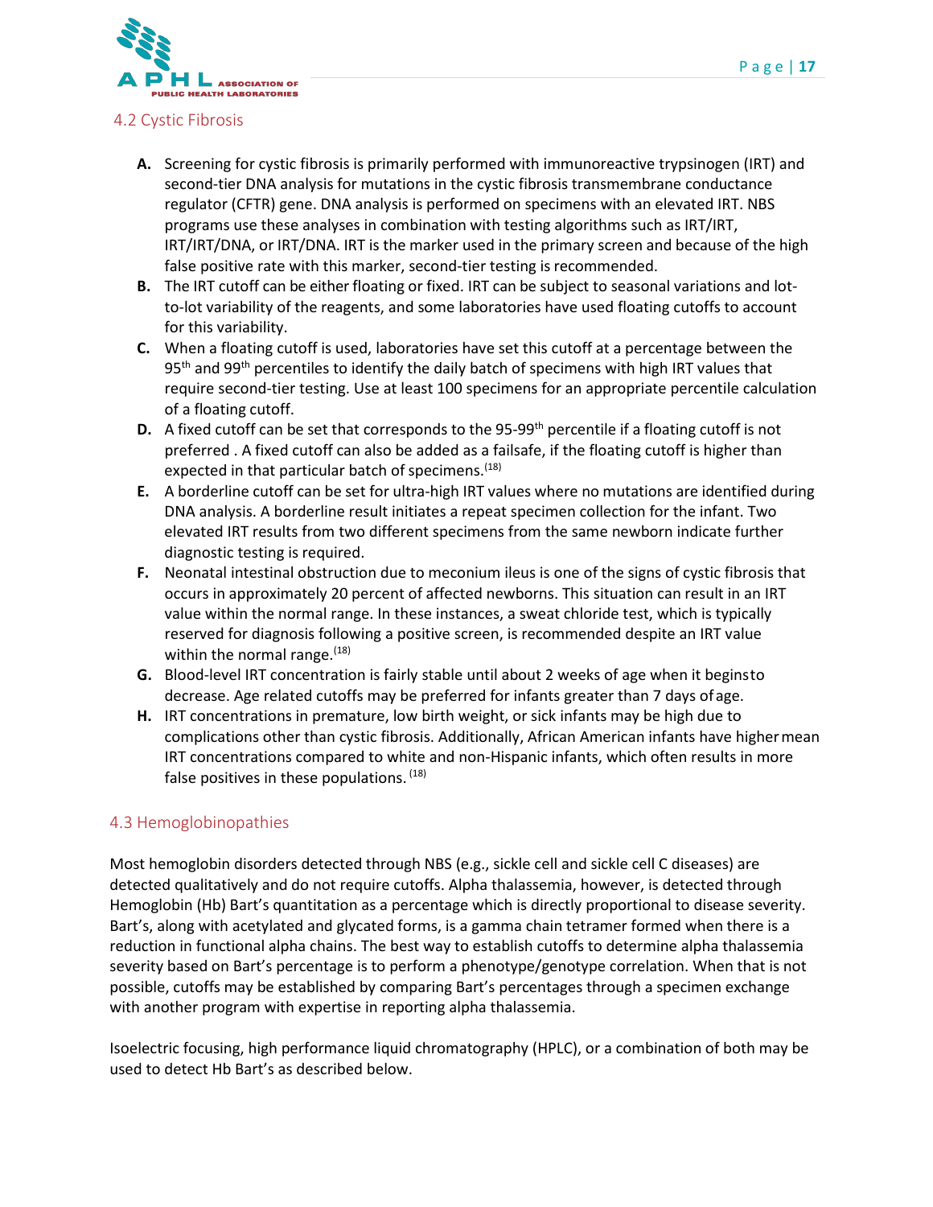## 4.2 Cystic Fibrosis

**A.** Screening for cystic fibrosis is primarily performed with immunoreactive trypsinogen (IRT) and second-tier DNA analysis for mutations in the cystic fibrosis transmembrane conductance regulator (CFTR) gene. DNA analysis is performed on specimens with an elevated IRT. NBS programs use these analyses in combination with testing algorithms such as IRT/IRT, IRT/IRT/DNA, or IRT/DNA. IRT is the marker used in the primary screen and because of the high false positive rate with this marker, second-tier testing is recommended.

**B.** The IRT cutoff can be either floating or fixed. IRT can be subject to seasonal variations and lot-to-lot variability of the reagents, and some laboratories have used floating cutoffs to account for this variability.

**C.** When a floating cutoff is used, laboratories have set this cutoff at a percentage between the 95th and 99th percentiles to identify the daily batch of specimens with high IRT values that require second-tier testing. Use at least 100 specimens for an appropriate percentile calculation of a floating cutoff.

**D.** A fixed cutoff can be set that corresponds to the 95-99th percentile if a floating cutoff is not preferred . A fixed cutoff can also be added as a failsafe, if the floating cutoff is higher than expected in that particular batch of specimens.[18]

**E.** A borderline cutoff can be set for ultra-high IRT values where no mutations are identified during DNA analysis. A borderline result initiates a repeat specimen collection for the infant. Two elevated IRT results from two different specimens from the same newborn indicate further diagnostic testing is required.

**F.** Neonatal intestinal obstruction due to meconium ileus is one of the signs of cystic fibrosis that occurs in approximately 20 percent of affected newborns. This situation can result in an IRT value within the normal range. In these instances, a sweat chloride test, which is typically reserved for diagnosis following a positive screen, is recommended despite an IRT value within the normal range.[18]

**G.** Blood-level IRT concentration is fairly stable until about 2 weeks of age when it begins to decrease. Age related cutoffs may be preferred for infants greater than 7 days of age.

**H.** IRT concentrations in premature, low birth weight, or sick infants may be high due to complications other than cystic fibrosis. Additionally, African American infants have higher mean IRT concentrations compared to white and non-Hispanic infants, which often results in more false positives in these populations. [18]

## 4.3 Hemoglobinopathies

Most hemoglobin disorders detected through NBS (e.g., sickle cell and sickle cell C diseases) are detected qualitatively and do not require cutoffs. Alpha thalassemia, however, is detected through Hemoglobin (Hb) Bart's quantitation as a percentage which is directly proportional to disease severity. Bart's, along with acetylated and glycated forms, is a gamma chain tetramer formed when there is a reduction in functional alpha chains. The best way to establish cutoffs to determine alpha thalassemia severity based on Bart's percentage is to perform a phenotype/genotype correlation. When that is not possible, cutoffs may be established by comparing Bart's percentages through a specimen exchange with another program with expertise in reporting alpha thalassemia.

Isoelectric focusing, high performance liquid chromatography (HPLC), or a combination of both may be used to detect Hb Bart's as described below.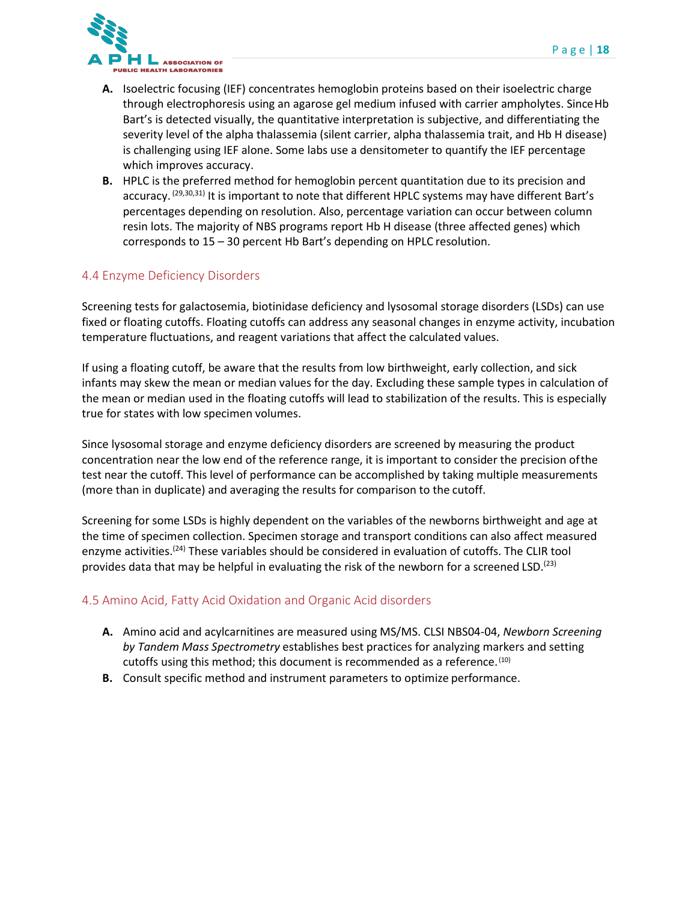**A.** Isoelectric focusing (IEF) concentrates hemoglobin proteins based on their isoelectric charge through electrophoresis using an agarose gel medium infused with carrier ampholytes. Since Hb Bart's is detected visually, the quantitative interpretation is subjective, and differentiating the severity level of the alpha thalassemia (silent carrier, alpha thalassemia trait, and Hb H disease) is challenging using IEF alone. Some labs use a densitometer to quantify the IEF percentage which improves accuracy.

**B.** HPLC is the preferred method for hemoglobin percent quantitation due to its precision and accuracy. [29,30,31] It is important to note that different HPLC systems may have different Bart's percentages depending on resolution. Also, percentage variation can occur between column resin lots. The majority of NBS programs report Hb H disease (three affected genes) which corresponds to 15 – 30 percent Hb Bart's depending on HPLC resolution.

## 4.4 Enzyme Deficiency Disorders

Screening tests for galactosemia, biotinidase deficiency and lysosomal storage disorders (LSDs) can use fixed or floating cutoffs. Floating cutoffs can address any seasonal changes in enzyme activity, incubation temperature fluctuations, and reagent variations that affect the calculated values.

If using a floating cutoff, be aware that the results from low birthweight, early collection, and sick infants may skew the mean or median values for the day. Excluding these sample types in calculation of the mean or median used in the floating cutoffs will lead to stabilization of the results. This is especially true for states with low specimen volumes.

Since lysosomal storage and enzyme deficiency disorders are screened by measuring the product concentration near the low end of the reference range, it is important to consider the precision of the test near the cutoff. This level of performance can be accomplished by taking multiple measurements (more than in duplicate) and averaging the results for comparison to the cutoff.

Screening for some LSDs is highly dependent on the variables of the newborns birthweight and age at the time of specimen collection. Specimen storage and transport conditions can also affect measured enzyme activities.[24] These variables should be considered in evaluation of cutoffs. The CLIR tool provides data that may be helpful in evaluating the risk of the newborn for a screened LSD.[23]

## 4.5 Amino Acid, Fatty Acid Oxidation and Organic Acid disorders

**A.** Amino acid and acylcarnitines are measured using MS/MS. CLSI NBS04-04, *Newborn Screening by Tandem Mass Spectrometry* establishes best practices for analyzing markers and setting cutoffs using this method; this document is recommended as a reference. [10]

**B.** Consult specific method and instrument parameters to optimize performance.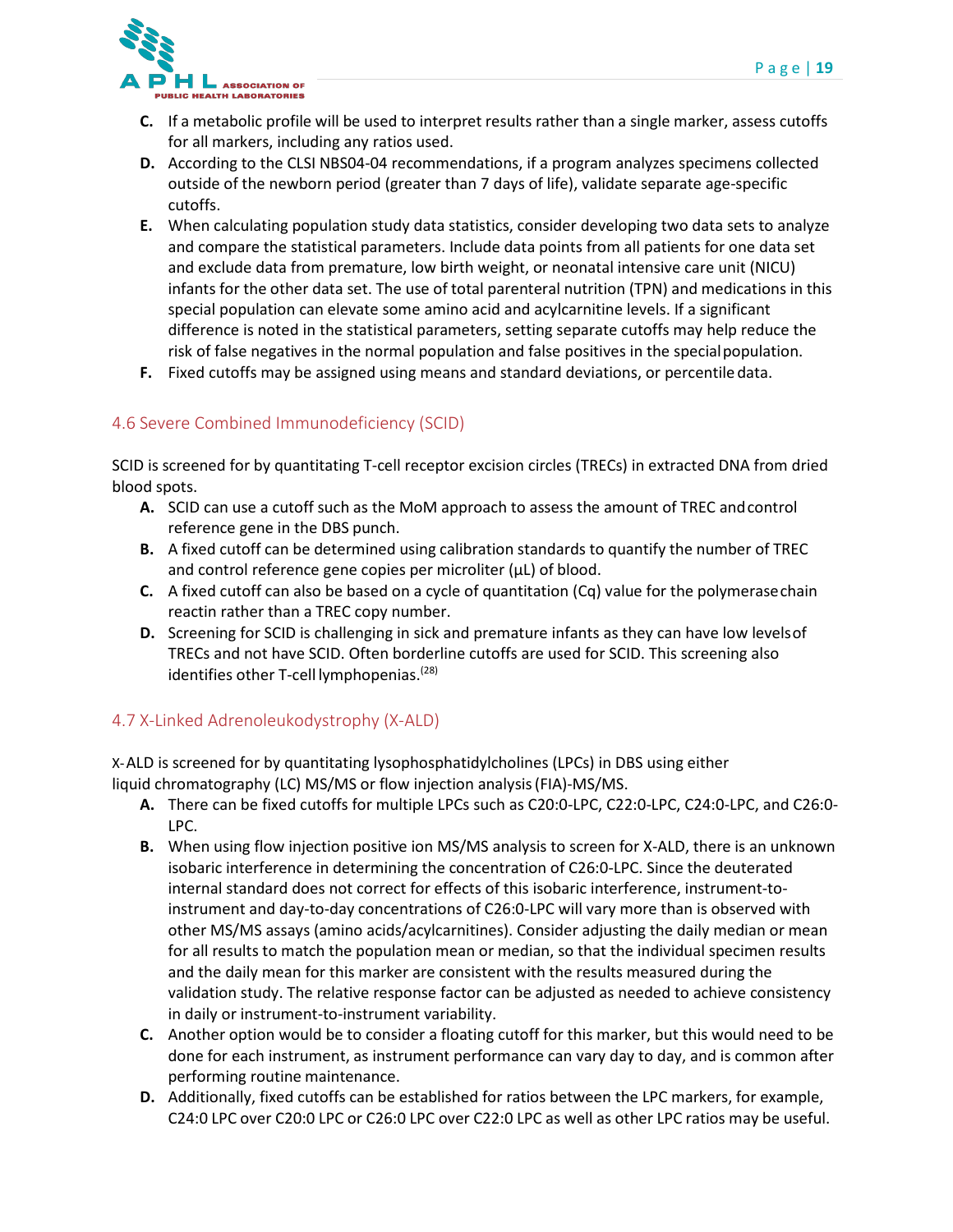C. If a metabolic profile will be used to interpret results rather than a single marker, assess cutoffs for all markers, including any ratios used.

D. According to the CLSI NBS04-04 recommendations, if a program analyzes specimens collected outside of the newborn period (greater than 7 days of life), validate separate age-specific cutoffs.

E. When calculating population study data statistics, consider developing two data sets to analyze and compare the statistical parameters. Include data points from all patients for one data set and exclude data from premature, low birth weight, or neonatal intensive care unit (NICU) infants for the other data set. The use of total parenteral nutrition (TPN) and medications in this special population can elevate some amino acid and acylcarnitine levels. If a significant difference is noted in the statistical parameters, setting separate cutoffs may help reduce the risk of false negatives in the normal population and false positives in the special population.

F. Fixed cutoffs may be assigned using means and standard deviations, or percentile data.

## 4.6 Severe Combined Immunodeficiency (SCID)

SCID is screened for by quantitating T-cell receptor excision circles (TRECs) in extracted DNA from dried blood spots.

A. SCID can use a cutoff such as the MoM approach to assess the amount of TREC and control reference gene in the DBS punch.

B. A fixed cutoff can be determined using calibration standards to quantify the number of TREC and control reference gene copies per microliter (µL) of blood.

C. A fixed cutoff can also be based on a cycle of quantitation (Cq) value for the polymerase chain reactin rather than a TREC copy number.

D. Screening for SCID is challenging in sick and premature infants as they can have low levels of TRECs and not have SCID. Often borderline cutoffs are used for SCID. This screening also identifies other T-cell lymphopenias.[28]

## 4.7 X-Linked Adrenoleukodystrophy (X-ALD)

X-ALD is screened for by quantitating lysophosphatidylcholines (LPCs) in DBS using either liquid chromatography (LC) MS/MS or flow injection analysis (FIA)-MS/MS.

A. There can be fixed cutoffs for multiple LPCs such as C20:0-LPC, C22:0-LPC, C24:0-LPC, and C26:0-LPC.

B. When using flow injection positive ion MS/MS analysis to screen for X-ALD, there is an unknown isobaric interference in determining the concentration of C26:0-LPC. Since the deuterated internal standard does not correct for effects of this isobaric interference, instrument-to-instrument and day-to-day concentrations of C26:0-LPC will vary more than is observed with other MS/MS assays (amino acids/acylcarnitines). Consider adjusting the daily median or mean for all results to match the population mean or median, so that the individual specimen results and the daily mean for this marker are consistent with the results measured during the validation study. The relative response factor can be adjusted as needed to achieve consistency in daily or instrument-to-instrument variability.

C. Another option would be to consider a floating cutoff for this marker, but this would need to be done for each instrument, as instrument performance can vary day to day, and is common after performing routine maintenance.

D. Additionally, fixed cutoffs can be established for ratios between the LPC markers, for example, C24:0 LPC over C20:0 LPC or C26:0 LPC over C22:0 LPC as well as other LPC ratios may be useful.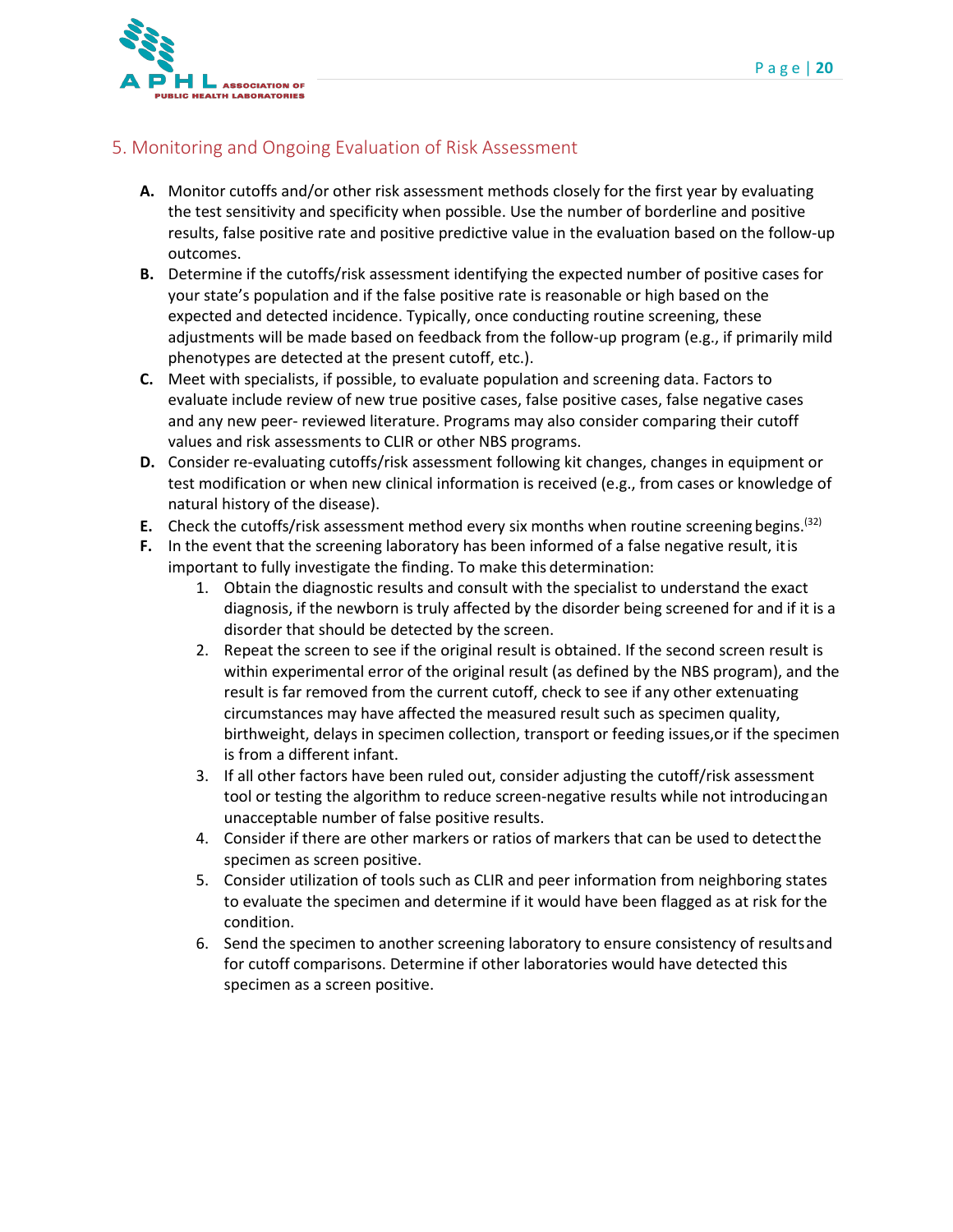## 5. Monitoring and Ongoing Evaluation of Risk Assessment

**A.** Monitor cutoffs and/or other risk assessment methods closely for the first year by evaluating the test sensitivity and specificity when possible. Use the number of borderline and positive results, false positive rate and positive predictive value in the evaluation based on the follow-up outcomes.

**B.** Determine if the cutoffs/risk assessment identifying the expected number of positive cases for your state's population and if the false positive rate is reasonable or high based on the expected and detected incidence. Typically, once conducting routine screening, these adjustments will be made based on feedback from the follow-up program (e.g., if primarily mild phenotypes are detected at the present cutoff, etc.).

**C.** Meet with specialists, if possible, to evaluate population and screening data. Factors to evaluate include review of new true positive cases, false positive cases, false negative cases and any new peer- reviewed literature. Programs may also consider comparing their cutoff values and risk assessments to CLIR or other NBS programs.

**D.** Consider re-evaluating cutoffs/risk assessment following kit changes, changes in equipment or test modification or when new clinical information is received (e.g., from cases or knowledge of natural history of the disease).

**E.** Check the cutoffs/risk assessment method every six months when routine screening begins.[32]

**F.** In the event that the screening laboratory has been informed of a false negative result, it is important to fully investigate the finding. To make this determination:

1. Obtain the diagnostic results and consult with the specialist to understand the exact diagnosis, if the newborn is truly affected by the disorder being screened for and if it is a disorder that should be detected by the screen.
2. Repeat the screen to see if the original result is obtained. If the second screen result is within experimental error of the original result (as defined by the NBS program), and the result is far removed from the current cutoff, check to see if any other extenuating circumstances may have affected the measured result such as specimen quality, birthweight, delays in specimen collection, transport or feeding issues, or if the specimen is from a different infant.
3. If all other factors have been ruled out, consider adjusting the cutoff/risk assessment tool or testing the algorithm to reduce screen-negative results while not introducing an unacceptable number of false positive results.
4. Consider if there are other markers or ratios of markers that can be used to detect the specimen as screen positive.
5. Consider utilization of tools such as CLIR and peer information from neighboring states to evaluate the specimen and determine if it would have been flagged as at risk for the condition.
6. Send the specimen to another screening laboratory to ensure consistency of results and for cutoff comparisons. Determine if other laboratories would have detected this specimen as a screen positive.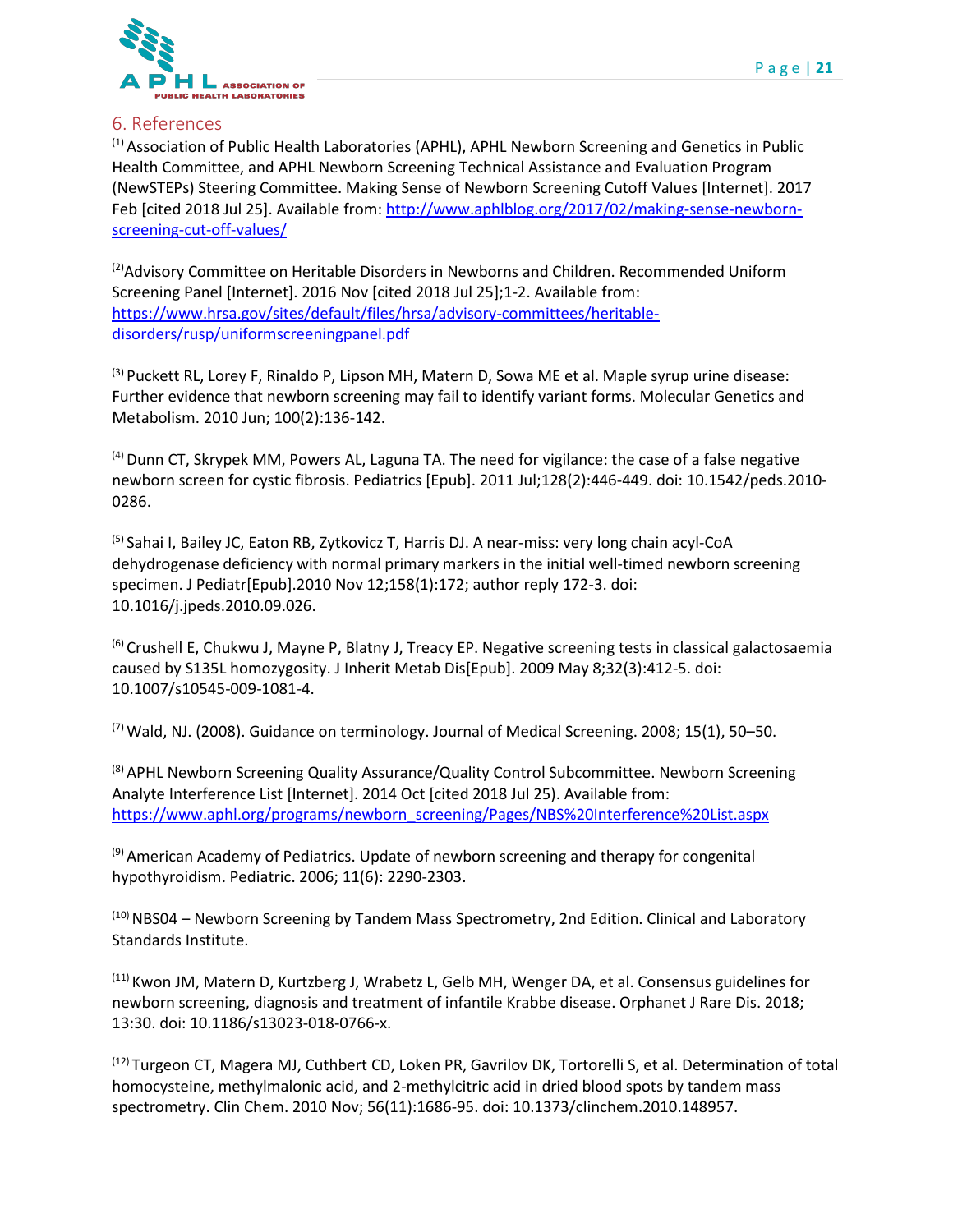## 6. References

[1] Association of Public Health Laboratories (APHL), APHL Newborn Screening and Genetics in Public Health Committee, and APHL Newborn Screening Technical Assistance and Evaluation Program (NewSTEPs) Steering Committee. Making Sense of Newborn Screening Cutoff Values [Internet]. 2017 Feb [cited 2018 Jul 25]. Available from: http://www.aphlblog.org/2017/02/making-sense-newborn-screening-cut-off-values/

[2] Advisory Committee on Heritable Disorders in Newborns and Children. Recommended Uniform Screening Panel [Internet]. 2016 Nov [cited 2018 Jul 25];1-2. Available from: https://www.hrsa.gov/sites/default/files/hrsa/advisory-committees/heritable-disorders/rusp/uniformscreeningpanel.pdf

[3] Puckett RL, Lorey F, Rinaldo P, Lipson MH, Matern D, Sowa ME et al. Maple syrup urine disease: Further evidence that newborn screening may fail to identify variant forms. Molecular Genetics and Metabolism. 2010 Jun; 100(2):136-142.

[4] Dunn CT, Skrypek MM, Powers AL, Laguna TA. The need for vigilance: the case of a false negative newborn screen for cystic fibrosis. Pediatrics [Epub]. 2011 Jul;128(2):446-449. doi: 10.1542/peds.2010-0286.

[5] Sahai I, Bailey JC, Eaton RB, Zytkovicz T, Harris DJ. A near-miss: very long chain acyl-CoA dehydrogenase deficiency with normal primary markers in the initial well-timed newborn screening specimen. J Pediatr[Epub].2010 Nov 12;158(1):172; author reply 172-3. doi: 10.1016/j.jpeds.2010.09.026.

[6] Crushell E, Chukwu J, Mayne P, Blatny J, Treacy EP. Negative screening tests in classical galactosaemia caused by S135L homozygosity. J Inherit Metab Dis[Epub]. 2009 May 8;32(3):412-5. doi: 10.1007/s10545-009-1081-4.

[7] Wald, NJ. (2008). Guidance on terminology. Journal of Medical Screening. 2008; 15(1), 50–50.

[8] APHL Newborn Screening Quality Assurance/Quality Control Subcommittee. Newborn Screening Analyte Interference List [Internet]. 2014 Oct [cited 2018 Jul 25). Available from: https://www.aphl.org/programs/newborn_screening/Pages/NBS%20Interference%20List.aspx

[9] American Academy of Pediatrics. Update of newborn screening and therapy for congenital hypothyroidism. Pediatric. 2006; 11(6): 2290-2303.

[10] NBS04 – Newborn Screening by Tandem Mass Spectrometry, 2nd Edition. Clinical and Laboratory Standards Institute.

[11] Kwon JM, Matern D, Kurtzberg J, Wrabetz L, Gelb MH, Wenger DA, et al. Consensus guidelines for newborn screening, diagnosis and treatment of infantile Krabbe disease. Orphanet J Rare Dis. 2018; 13:30. doi: 10.1186/s13023-018-0766-x.

[12] Turgeon CT, Magera MJ, Cuthbert CD, Loken PR, Gavrilov DK, Tortorelli S, et al. Determination of total homocysteine, methylmalonic acid, and 2-methylcitric acid in dried blood spots by tandem mass spectrometry. Clin Chem. 2010 Nov; 56(11):1686-95. doi: 10.1373/clinchem.2010.148957.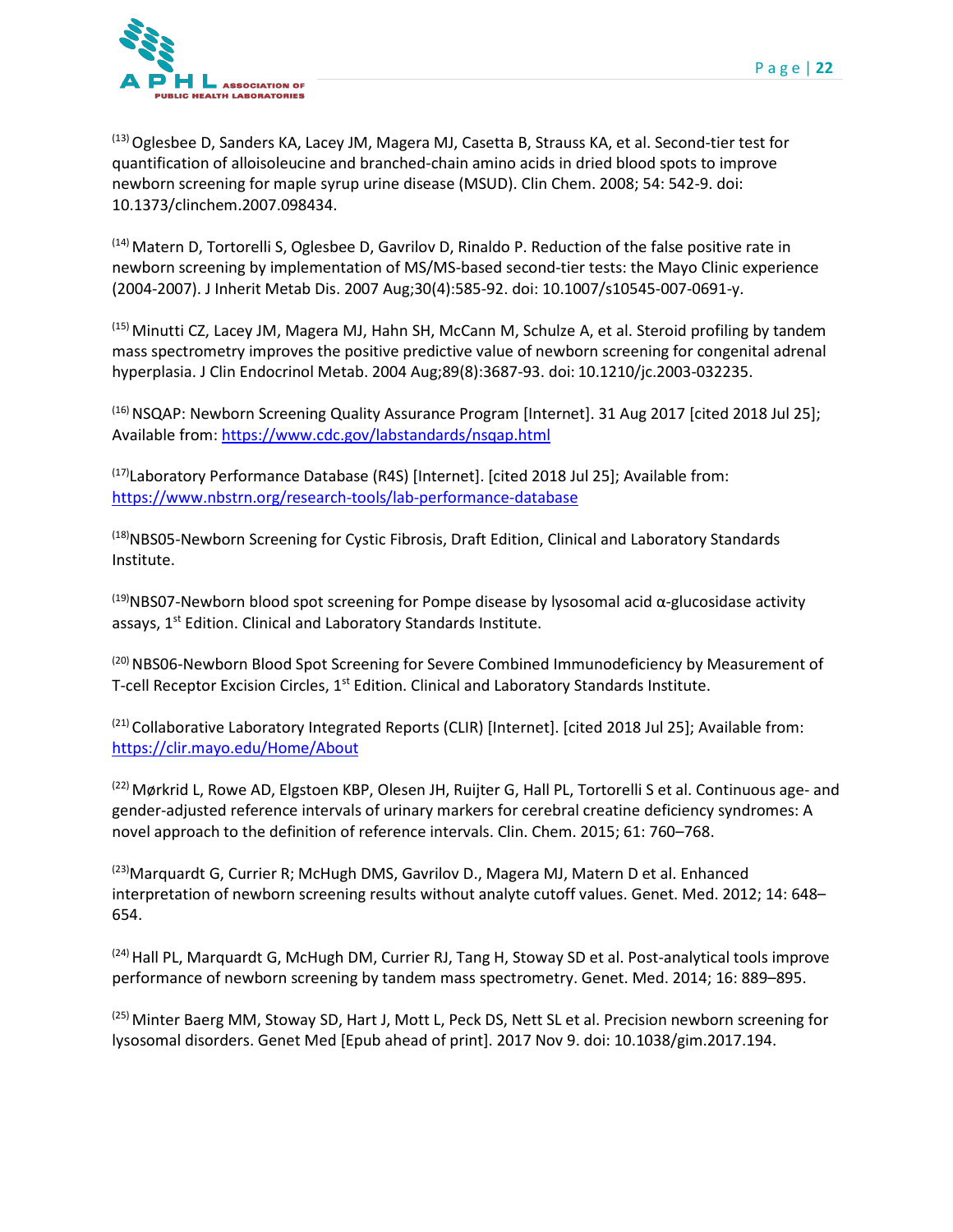[13] Oglesbee D, Sanders KA, Lacey JM, Magera MJ, Casetta B, Strauss KA, et al. Second-tier test for quantification of alloisoleucine and branched-chain amino acids in dried blood spots to improve newborn screening for maple syrup urine disease (MSUD). Clin Chem. 2008; 54: 542-9. doi: 10.1373/clinchem.2007.098434.

[14] Matern D, Tortorelli S, Oglesbee D, Gavrilov D, Rinaldo P. Reduction of the false positive rate in newborn screening by implementation of MS/MS-based second-tier tests: the Mayo Clinic experience (2004-2007). J Inherit Metab Dis. 2007 Aug;30(4):585-92. doi: 10.1007/s10545-007-0691-y.

[15] Minutti CZ, Lacey JM, Magera MJ, Hahn SH, McCann M, Schulze A, et al. Steroid profiling by tandem mass spectrometry improves the positive predictive value of newborn screening for congenital adrenal hyperplasia. J Clin Endocrinol Metab. 2004 Aug;89(8):3687-93. doi: 10.1210/jc.2003-032235.

[16] NSQAP: Newborn Screening Quality Assurance Program [Internet]. 31 Aug 2017 [cited 2018 Jul 25]; Available from: https://www.cdc.gov/labstandards/nsqap.html

[17] Laboratory Performance Database (R4S) [Internet]. [cited 2018 Jul 25]; Available from: https://www.nbstrn.org/research-tools/lab-performance-database

[18] NBS05-Newborn Screening for Cystic Fibrosis, Draft Edition, Clinical and Laboratory Standards Institute.

[19] NBS07-Newborn blood spot screening for Pompe disease by lysosomal acid α-glucosidase activity assays, 1st Edition. Clinical and Laboratory Standards Institute.

[20] NBS06-Newborn Blood Spot Screening for Severe Combined Immunodeficiency by Measurement of T-cell Receptor Excision Circles, 1st Edition. Clinical and Laboratory Standards Institute.

[21] Collaborative Laboratory Integrated Reports (CLIR) [Internet]. [cited 2018 Jul 25]; Available from: https://clir.mayo.edu/Home/About

[22] Mørkrid L, Rowe AD, Elgstoen KBP, Olesen JH, Ruijter G, Hall PL, Tortorelli S et al. Continuous age- and gender-adjusted reference intervals of urinary markers for cerebral creatine deficiency syndromes: A novel approach to the definition of reference intervals. Clin. Chem. 2015; 61: 760–768.

[23] Marquardt G, Currier R; McHugh DMS, Gavrilov D., Magera MJ, Matern D et al. Enhanced interpretation of newborn screening results without analyte cutoff values. Genet. Med. 2012; 14: 648–654.

[24] Hall PL, Marquardt G, McHugh DM, Currier RJ, Tang H, Stoway SD et al. Post-analytical tools improve performance of newborn screening by tandem mass spectrometry. Genet. Med. 2014; 16: 889–895.

[25] Minter Baerg MM, Stoway SD, Hart J, Mott L, Peck DS, Nett SL et al. Precision newborn screening for lysosomal disorders. Genet Med [Epub ahead of print]. 2017 Nov 9. doi: 10.1038/gim.2017.194.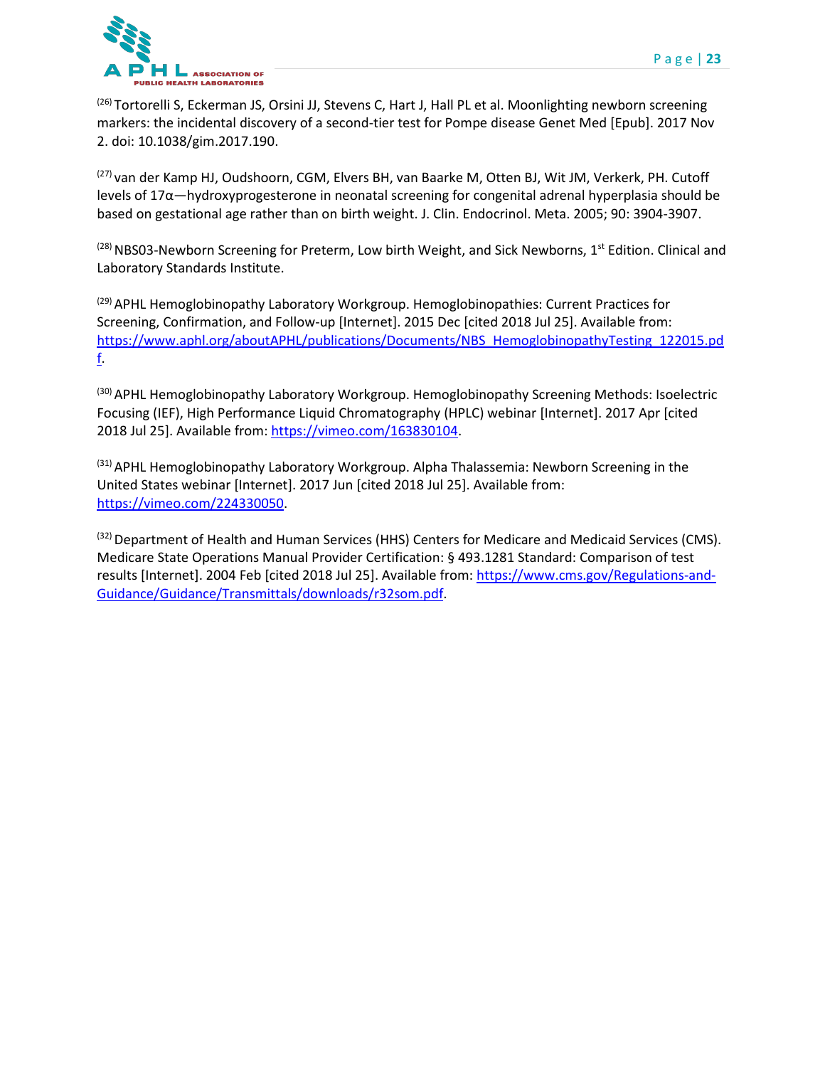[26] Tortorelli S, Eckerman JS, Orsini JJ, Stevens C, Hart J, Hall PL et al. Moonlighting newborn screening markers: the incidental discovery of a second-tier test for Pompe disease Genet Med [Epub]. 2017 Nov 2. doi: 10.1038/gim.2017.190.

[27] van der Kamp HJ, Oudshoorn, CGM, Elvers BH, van Baarke M, Otten BJ, Wit JM, Verkerk, PH. Cutoff levels of 17α—hydroxyprogesterone in neonatal screening for congenital adrenal hyperplasia should be based on gestational age rather than on birth weight. J. Clin. Endocrinol. Meta. 2005; 90: 3904-3907.

[28] NBS03-Newborn Screening for Preterm, Low birth Weight, and Sick Newborns, 1st Edition. Clinical and Laboratory Standards Institute.

[29] APHL Hemoglobinopathy Laboratory Workgroup. Hemoglobinopathies: Current Practices for Screening, Confirmation, and Follow-up [Internet]. 2015 Dec [cited 2018 Jul 25]. Available from: https://www.aphl.org/aboutAPHL/publications/Documents/NBS_HemoglobinopathyTesting_122015.pdf.

[30] APHL Hemoglobinopathy Laboratory Workgroup. Hemoglobinopathy Screening Methods: Isoelectric Focusing (IEF), High Performance Liquid Chromatography (HPLC) webinar [Internet]. 2017 Apr [cited 2018 Jul 25]. Available from: https://vimeo.com/163830104.

[31] APHL Hemoglobinopathy Laboratory Workgroup. Alpha Thalassemia: Newborn Screening in the United States webinar [Internet]. 2017 Jun [cited 2018 Jul 25]. Available from: https://vimeo.com/224330050.

[32] Department of Health and Human Services (HHS) Centers for Medicare and Medicaid Services (CMS). Medicare State Operations Manual Provider Certification: § 493.1281 Standard: Comparison of test results [Internet]. 2004 Feb [cited 2018 Jul 25]. Available from: https://www.cms.gov/Regulations-and-Guidance/Guidance/Transmittals/downloads/r32som.pdf.